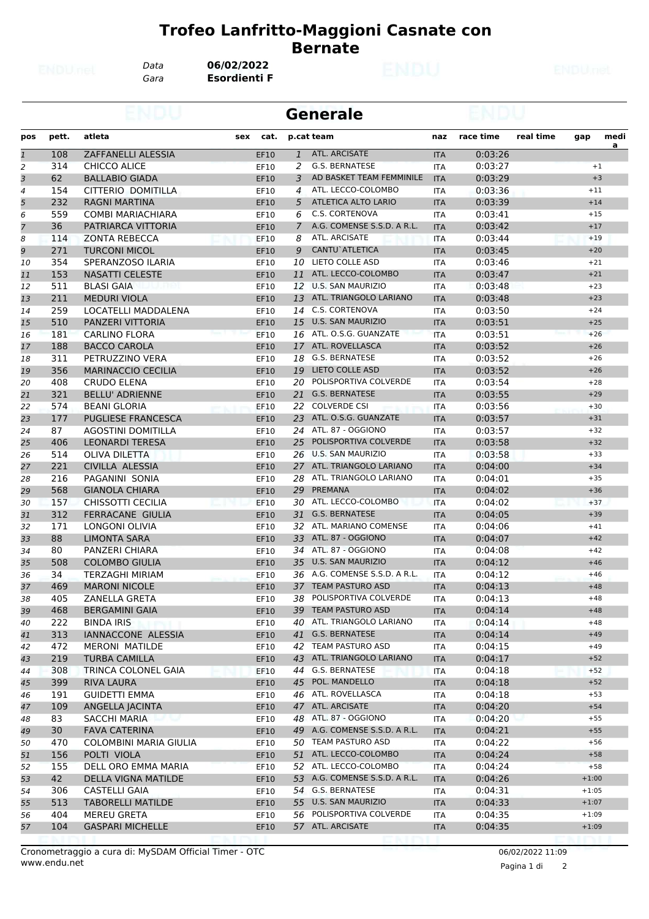# Trofeo Lanfritto-Maggioni Casnate con Bernate

Data **06/02/2022**
Gara **Esordienti F**

## Generale

| pos | pett. | atleta | sex | cat. | p.cat | team | naz | race time | real time | gap | media |
|---|---|---|---|---|---|---|---|---|---|---|---|
| 1 | 108 | ZAFFANELLI ALESSIA | | EF10 | 1 | ATL. ARCISATE | ITA | 0:03:26 | | | |
| 2 | 314 | CHICCO ALICE | | EF10 | 2 | G.S. BERNATESE | ITA | 0:03:27 | | +1 | |
| 3 | 62 | BALLABIO GIADA | | EF10 | 3 | AD BASKET TEAM FEMMINILE | ITA | 0:03:29 | | +3 | |
| 4 | 154 | CITTERIO DOMITILLA | | EF10 | 4 | ATL. LECCO-COLOMBO | ITA | 0:03:36 | | +11 | |
| 5 | 232 | RAGNI MARTINA | | EF10 | 5 | ATLETICA ALTO LARIO | ITA | 0:03:39 | | +14 | |
| 6 | 559 | COMBI MARIACHIARA | | EF10 | 6 | C.S. CORTENOVA | ITA | 0:03:41 | | +15 | |
| 7 | 36 | PATRIARCA VITTORIA | | EF10 | 7 | A.G. COMENSE S.S.D. A R.L. | ITA | 0:03:42 | | +17 | |
| 8 | 114 | ZONTA REBECCA | | EF10 | 8 | ATL. ARCISATE | ITA | 0:03:44 | | +19 | |
| 9 | 271 | TURCONI MICOL | | EF10 | 9 | CANTU`ATLETICA | ITA | 0:03:45 | | +20 | |
| 10 | 354 | SPERANZOSO ILARIA | | EF10 | 10 | LIETO COLLE ASD | ITA | 0:03:46 | | +21 | |
| 11 | 153 | NASATTI CELESTE | | EF10 | 11 | ATL. LECCO-COLOMBO | ITA | 0:03:47 | | +21 | |
| 12 | 511 | BLASI GAIA | | EF10 | 12 | U.S. SAN MAURIZIO | ITA | 0:03:48 | | +23 | |
| 13 | 211 | MEDURI VIOLA | | EF10 | 13 | ATL. TRIANGOLO LARIANO | ITA | 0:03:48 | | +23 | |
| 14 | 259 | LOCATELLI MADDALENA | | EF10 | 14 | C.S. CORTENOVA | ITA | 0:03:50 | | +24 | |
| 15 | 510 | PANZERI VITTORIA | | EF10 | 15 | U.S. SAN MAURIZIO | ITA | 0:03:51 | | +25 | |
| 16 | 181 | CARLINO FLORA | | EF10 | 16 | ATL. O.S.G. GUANZATE | ITA | 0:03:51 | | +26 | |
| 17 | 188 | BACCO CAROLA | | EF10 | 17 | ATL. ROVELLASCA | ITA | 0:03:52 | | +26 | |
| 18 | 311 | PETRUZZINO VERA | | EF10 | 18 | G.S. BERNATESE | ITA | 0:03:52 | | +26 | |
| 19 | 356 | MARINACCIO CECILIA | | EF10 | 19 | LIETO COLLE ASD | ITA | 0:03:52 | | +26 | |
| 20 | 408 | CRUDO ELENA | | EF10 | 20 | POLISPORTIVA COLVERDE | ITA | 0:03:54 | | +28 | |
| 21 | 321 | BELLU' ADRIENNE | | EF10 | 21 | G.S. BERNATESE | ITA | 0:03:55 | | +29 | |
| 22 | 574 | BEANI GLORIA | | EF10 | 22 | COLVERDE CSI | ITA | 0:03:56 | | +30 | |
| 23 | 177 | PUGLIESE FRANCESCA | | EF10 | 23 | ATL. O.S.G. GUANZATE | ITA | 0:03:57 | | +31 | |
| 24 | 87 | AGOSTINI DOMITILLA | | EF10 | 24 | ATL. 87 - OGGIONO | ITA | 0:03:57 | | +32 | |
| 25 | 406 | LEONARDI TERESA | | EF10 | 25 | POLISPORTIVA COLVERDE | ITA | 0:03:58 | | +32 | |
| 26 | 514 | OLIVA DILETTA | | EF10 | 26 | U.S. SAN MAURIZIO | ITA | 0:03:58 | | +33 | |
| 27 | 221 | CIVILLA ALESSIA | | EF10 | 27 | ATL. TRIANGOLO LARIANO | ITA | 0:04:00 | | +34 | |
| 28 | 216 | PAGANINI SONIA | | EF10 | 28 | ATL. TRIANGOLO LARIANO | ITA | 0:04:01 | | +35 | |
| 29 | 568 | GIANOLA CHIARA | | EF10 | 29 | PREMANA | ITA | 0:04:02 | | +36 | |
| 30 | 157 | CHISSOTTI CECILIA | | EF10 | 30 | ATL. LECCO-COLOMBO | ITA | 0:04:02 | | +37 | |
| 31 | 312 | FERRACANE GIULIA | | EF10 | 31 | G.S. BERNATESE | ITA | 0:04:05 | | +39 | |
| 32 | 171 | LONGONI OLIVIA | | EF10 | 32 | ATL. MARIANO COMENSE | ITA | 0:04:06 | | +41 | |
| 33 | 88 | LIMONTA SARA | | EF10 | 33 | ATL. 87 - OGGIONO | ITA | 0:04:07 | | +42 | |
| 34 | 80 | PANZERI CHIARA | | EF10 | 34 | ATL. 87 - OGGIONO | ITA | 0:04:08 | | +42 | |
| 35 | 508 | COLOMBO GIULIA | | EF10 | 35 | U.S. SAN MAURIZIO | ITA | 0:04:12 | | +46 | |
| 36 | 34 | TERZAGHI MIRIAM | | EF10 | 36 | A.G. COMENSE S.S.D. A R.L. | ITA | 0:04:12 | | +46 | |
| 37 | 469 | MARONI NICOLE | | EF10 | 37 | TEAM PASTURO ASD | ITA | 0:04:13 | | +48 | |
| 38 | 405 | ZANELLA GRETA | | EF10 | 38 | POLISPORTIVA COLVERDE | ITA | 0:04:13 | | +48 | |
| 39 | 468 | BERGAMINI GAIA | | EF10 | 39 | TEAM PASTURO ASD | ITA | 0:04:14 | | +48 | |
| 40 | 222 | BINDA IRIS | | EF10 | 40 | ATL. TRIANGOLO LARIANO | ITA | 0:04:14 | | +48 | |
| 41 | 313 | IANNACCONE ALESSIA | | EF10 | 41 | G.S. BERNATESE | ITA | 0:04:14 | | +49 | |
| 42 | 472 | MERONI MATILDE | | EF10 | 42 | TEAM PASTURO ASD | ITA | 0:04:15 | | +49 | |
| 43 | 219 | TURBA CAMILLA | | EF10 | 43 | ATL. TRIANGOLO LARIANO | ITA | 0:04:17 | | +52 | |
| 44 | 308 | TRINCA COLONEL GAIA | | EF10 | 44 | G.S. BERNATESE | ITA | 0:04:18 | | +52 | |
| 45 | 399 | RIVA LAURA | | EF10 | 45 | POL. MANDELLO | ITA | 0:04:18 | | +52 | |
| 46 | 191 | GUIDETTI EMMA | | EF10 | 46 | ATL. ROVELLASCA | ITA | 0:04:18 | | +53 | |
| 47 | 109 | ANGELLA JACINTA | | EF10 | 47 | ATL. ARCISATE | ITA | 0:04:20 | | +54 | |
| 48 | 83 | SACCHI MARIA | | EF10 | 48 | ATL. 87 - OGGIONO | ITA | 0:04:20 | | +55 | |
| 49 | 30 | FAVA CATERINA | | EF10 | 49 | A.G. COMENSE S.S.D. A R.L. | ITA | 0:04:21 | | +55 | |
| 50 | 470 | COLOMBINI MARIA GIULIA | | EF10 | 50 | TEAM PASTURO ASD | ITA | 0:04:22 | | +56 | |
| 51 | 156 | POLTI VIOLA | | EF10 | 51 | ATL. LECCO-COLOMBO | ITA | 0:04:24 | | +58 | |
| 52 | 155 | DELL ORO EMMA MARIA | | EF10 | 52 | ATL. LECCO-COLOMBO | ITA | 0:04:24 | | +58 | |
| 53 | 42 | DELLA VIGNA MATILDE | | EF10 | 53 | A.G. COMENSE S.S.D. A R.L. | ITA | 0:04:26 | | +1:00 | |
| 54 | 306 | CASTELLI GAIA | | EF10 | 54 | G.S. BERNATESE | ITA | 0:04:31 | | +1:05 | |
| 55 | 513 | TABORELLI MATILDE | | EF10 | 55 | U.S. SAN MAURIZIO | ITA | 0:04:33 | | +1:07 | |
| 56 | 404 | MEREU GRETA | | EF10 | 56 | POLISPORTIVA COLVERDE | ITA | 0:04:35 | | +1:09 | |
| 57 | 104 | GASPARI MICHELLE | | EF10 | 57 | ATL. ARCISATE | ITA | 0:04:35 | | +1:09 | |

Cronometraggio a cura di: MySDAM Official Timer - OTC
www.endu.net

06/02/2022 11:09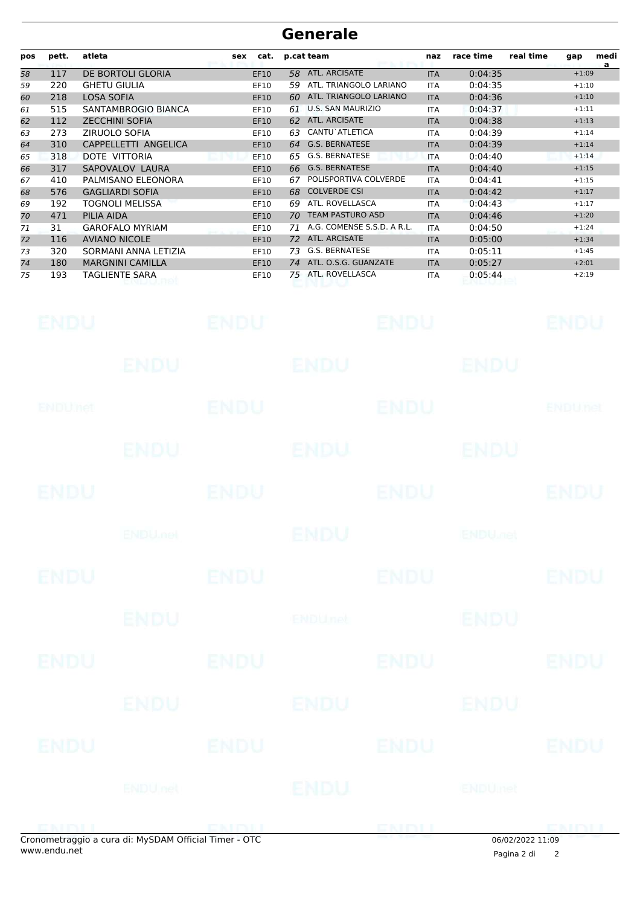# Generale

| pos | pett. | atleta | sex | cat. | p.cat | team | naz | race time | real time | gap | media |
|---|---|---|---|---|---|---|---|---|---|---|---|
| 58 | 117 | DE BORTOLI GLORIA | | EF10 | 58 | ATL. ARCISATE | ITA | 0:04:35 | | +1:09 | |
| 59 | 220 | GHETU GIULIA | | EF10 | 59 | ATL. TRIANGOLO LARIANO | ITA | 0:04:35 | | +1:10 | |
| 60 | 218 | LOSA SOFIA | | EF10 | 60 | ATL. TRIANGOLO LARIANO | ITA | 0:04:36 | | +1:10 | |
| 61 | 515 | SANTAMBROGIO BIANCA | | EF10 | 61 | U.S. SAN MAURIZIO | ITA | 0:04:37 | | +1:11 | |
| 62 | 112 | ZECCHINI SOFIA | | EF10 | 62 | ATL. ARCISATE | ITA | 0:04:38 | | +1:13 | |
| 63 | 273 | ZIRUOLO SOFIA | | EF10 | 63 | CANTU`ATLETICA | ITA | 0:04:39 | | +1:14 | |
| 64 | 310 | CAPPELLETTI ANGELICA | | EF10 | 64 | G.S. BERNATESE | ITA | 0:04:39 | | +1:14 | |
| 65 | 318 | DOTE VITTORIA | | EF10 | 65 | G.S. BERNATESE | ITA | 0:04:40 | | +1:14 | |
| 66 | 317 | SAPOVALOV LAURA | | EF10 | 66 | G.S. BERNATESE | ITA | 0:04:40 | | +1:15 | |
| 67 | 410 | PALMISANO ELEONORA | | EF10 | 67 | POLISPORTIVA COLVERDE | ITA | 0:04:41 | | +1:15 | |
| 68 | 576 | GAGLIARDI SOFIA | | EF10 | 68 | COLVERDE CSI | ITA | 0:04:42 | | +1:17 | |
| 69 | 192 | TOGNOLI MELISSA | | EF10 | 69 | ATL. ROVELLASCA | ITA | 0:04:43 | | +1:17 | |
| 70 | 471 | PILIA AIDA | | EF10 | 70 | TEAM PASTURO ASD | ITA | 0:04:46 | | +1:20 | |
| 71 | 31 | GAROFALO MYRIAM | | EF10 | 71 | A.G. COMENSE S.S.D. A R.L. | ITA | 0:04:50 | | +1:24 | |
| 72 | 116 | AVIANO NICOLE | | EF10 | 72 | ATL. ARCISATE | ITA | 0:05:00 | | +1:34 | |
| 73 | 320 | SORMANI ANNA LETIZIA | | EF10 | 73 | G.S. BERNATESE | ITA | 0:05:11 | | +1:45 | |
| 74 | 180 | MARGNINI CAMILLA | | EF10 | 74 | ATL. O.S.G. GUANZATE | ITA | 0:05:27 | | +2:01 | |
| 75 | 193 | TAGLIENTE SARA | | EF10 | 75 | ATL. ROVELLASCA | ITA | 0:05:44 | | +2:19 | |

Cronometraggio a cura di: MySDAM Official Timer - OTC
www.endu.net

06/02/2022 11:09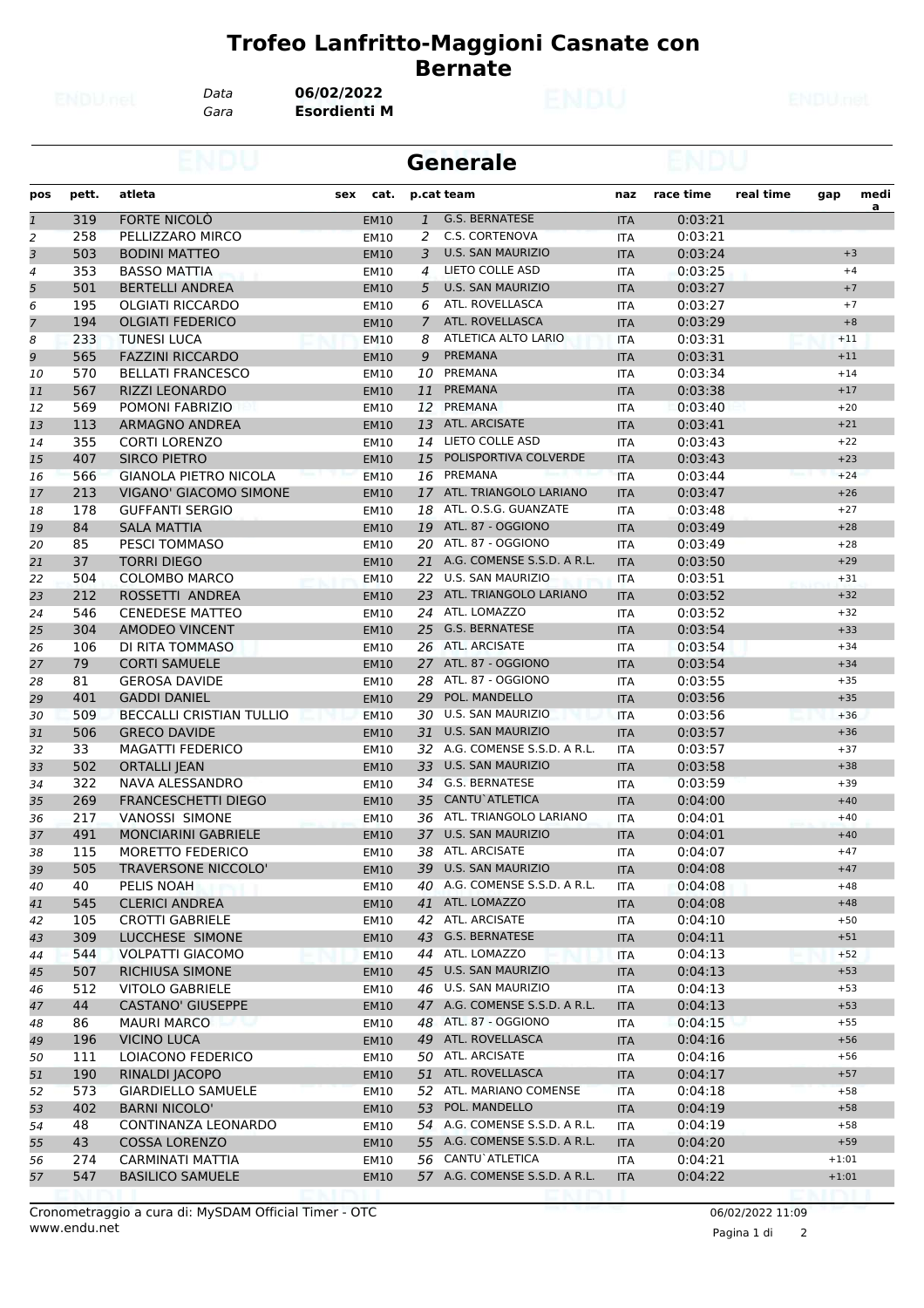# Trofeo Lanfritto-Maggioni Casnate con Bernate

*Data* **06/02/2022**
*Gara* **Esordienti M**

## Generale

| pos | pett. | atleta | sex | cat. | p.cat | team | naz | race time | real time | gap | media |
|---|---|---|---|---|---|---|---|---|---|---|---|
| 1 | 319 | FORTE NICOLÒ | | EM10 | 1 | G.S. BERNATESE | ITA | 0:03:21 | | | |
| 2 | 258 | PELLIZZARO MIRCO | | EM10 | 2 | C.S. CORTENOVA | ITA | 0:03:21 | | | |
| 3 | 503 | BODINI MATTEO | | EM10 | 3 | U.S. SAN MAURIZIO | ITA | 0:03:24 | | +3 | |
| 4 | 353 | BASSO MATTIA | | EM10 | 4 | LIETO COLLE ASD | ITA | 0:03:25 | | +4 | |
| 5 | 501 | BERTELLI ANDREA | | EM10 | 5 | U.S. SAN MAURIZIO | ITA | 0:03:27 | | +7 | |
| 6 | 195 | OLGIATI RICCARDO | | EM10 | 6 | ATL. ROVELLASCA | ITA | 0:03:27 | | +7 | |
| 7 | 194 | OLGIATI FEDERICO | | EM10 | 7 | ATL. ROVELLASCA | ITA | 0:03:29 | | +8 | |
| 8 | 233 | TUNESI LUCA | | EM10 | 8 | ATLETICA ALTO LARIO | ITA | 0:03:31 | | +11 | |
| 9 | 565 | FAZZINI RICCARDO | | EM10 | 9 | PREMANA | ITA | 0:03:31 | | +11 | |
| 10 | 570 | BELLATI FRANCESCO | | EM10 | 10 | PREMANA | ITA | 0:03:34 | | +14 | |
| 11 | 567 | RIZZI LEONARDO | | EM10 | 11 | PREMANA | ITA | 0:03:38 | | +17 | |
| 12 | 569 | POMONI FABRIZIO | | EM10 | 12 | PREMANA | ITA | 0:03:40 | | +20 | |
| 13 | 113 | ARMAGNO ANDREA | | EM10 | 13 | ATL. ARCISATE | ITA | 0:03:41 | | +21 | |
| 14 | 355 | CORTI LORENZO | | EM10 | 14 | LIETO COLLE ASD | ITA | 0:03:43 | | +22 | |
| 15 | 407 | SIRCO PIETRO | | EM10 | 15 | POLISPORTIVA COLVERDE | ITA | 0:03:43 | | +23 | |
| 16 | 566 | GIANOLA PIETRO NICOLA | | EM10 | 16 | PREMANA | ITA | 0:03:44 | | +24 | |
| 17 | 213 | VIGANO' GIACOMO SIMONE | | EM10 | 17 | ATL. TRIANGOLO LARIANO | ITA | 0:03:47 | | +26 | |
| 18 | 178 | GUFFANTI SERGIO | | EM10 | 18 | ATL. O.S.G. GUANZATE | ITA | 0:03:48 | | +27 | |
| 19 | 84 | SALA MATTIA | | EM10 | 19 | ATL. 87 - OGGIONO | ITA | 0:03:49 | | +28 | |
| 20 | 85 | PESCI TOMMASO | | EM10 | 20 | ATL. 87 - OGGIONO | ITA | 0:03:49 | | +28 | |
| 21 | 37 | TORRI DIEGO | | EM10 | 21 | A.G. COMENSE S.S.D. A R.L. | ITA | 0:03:50 | | +29 | |
| 22 | 504 | COLOMBO MARCO | | EM10 | 22 | U.S. SAN MAURIZIO | ITA | 0:03:51 | | +31 | |
| 23 | 212 | ROSSETTI ANDREA | | EM10 | 23 | ATL. TRIANGOLO LARIANO | ITA | 0:03:52 | | +32 | |
| 24 | 546 | CENEDESE MATTEO | | EM10 | 24 | ATL. LOMAZZO | ITA | 0:03:52 | | +32 | |
| 25 | 304 | AMODEO VINCENT | | EM10 | 25 | G.S. BERNATESE | ITA | 0:03:54 | | +33 | |
| 26 | 106 | DI RITA TOMMASO | | EM10 | 26 | ATL. ARCISATE | ITA | 0:03:54 | | +34 | |
| 27 | 79 | CORTI SAMUELE | | EM10 | 27 | ATL. 87 - OGGIONO | ITA | 0:03:54 | | +34 | |
| 28 | 81 | GEROSA DAVIDE | | EM10 | 28 | ATL. 87 - OGGIONO | ITA | 0:03:55 | | +35 | |
| 29 | 401 | GADDI DANIEL | | EM10 | 29 | POL. MANDELLO | ITA | 0:03:56 | | +35 | |
| 30 | 509 | BECCALLI CRISTIAN TULLIO | | EM10 | 30 | U.S. SAN MAURIZIO | ITA | 0:03:56 | | +36 | |
| 31 | 506 | GRECO DAVIDE | | EM10 | 31 | U.S. SAN MAURIZIO | ITA | 0:03:57 | | +36 | |
| 32 | 33 | MAGATTI FEDERICO | | EM10 | 32 | A.G. COMENSE S.S.D. A R.L. | ITA | 0:03:57 | | +37 | |
| 33 | 502 | ORTALLI JEAN | | EM10 | 33 | U.S. SAN MAURIZIO | ITA | 0:03:58 | | +38 | |
| 34 | 322 | NAVA ALESSANDRO | | EM10 | 34 | G.S. BERNATESE | ITA | 0:03:59 | | +39 | |
| 35 | 269 | FRANCESCHETTI DIEGO | | EM10 | 35 | CANTU`ATLETICA | ITA | 0:04:00 | | +40 | |
| 36 | 217 | VANOSSI SIMONE | | EM10 | 36 | ATL. TRIANGOLO LARIANO | ITA | 0:04:01 | | +40 | |
| 37 | 491 | MONCIARINI GABRIELE | | EM10 | 37 | U.S. SAN MAURIZIO | ITA | 0:04:01 | | +40 | |
| 38 | 115 | MORETTO FEDERICO | | EM10 | 38 | ATL. ARCISATE | ITA | 0:04:07 | | +47 | |
| 39 | 505 | TRAVERSONE NICCOLO' | | EM10 | 39 | U.S. SAN MAURIZIO | ITA | 0:04:08 | | +47 | |
| 40 | 40 | PELIS NOAH | | EM10 | 40 | A.G. COMENSE S.S.D. A R.L. | ITA | 0:04:08 | | +48 | |
| 41 | 545 | CLERICI ANDREA | | EM10 | 41 | ATL. LOMAZZO | ITA | 0:04:08 | | +48 | |
| 42 | 105 | CROTTI GABRIELE | | EM10 | 42 | ATL. ARCISATE | ITA | 0:04:10 | | +50 | |
| 43 | 309 | LUCCHESE SIMONE | | EM10 | 43 | G.S. BERNATESE | ITA | 0:04:11 | | +51 | |
| 44 | 544 | VOLPATTI GIACOMO | | EM10 | 44 | ATL. LOMAZZO | ITA | 0:04:13 | | +52 | |
| 45 | 507 | RICHIUSA SIMONE | | EM10 | 45 | U.S. SAN MAURIZIO | ITA | 0:04:13 | | +53 | |
| 46 | 512 | VITOLO GABRIELE | | EM10 | 46 | U.S. SAN MAURIZIO | ITA | 0:04:13 | | +53 | |
| 47 | 44 | CASTANO' GIUSEPPE | | EM10 | 47 | A.G. COMENSE S.S.D. A R.L. | ITA | 0:04:13 | | +53 | |
| 48 | 86 | MAURI MARCO | | EM10 | 48 | ATL. 87 - OGGIONO | ITA | 0:04:15 | | +55 | |
| 49 | 196 | VICINO LUCA | | EM10 | 49 | ATL. ROVELLASCA | ITA | 0:04:16 | | +56 | |
| 50 | 111 | LOIACONO FEDERICO | | EM10 | 50 | ATL. ARCISATE | ITA | 0:04:16 | | +56 | |
| 51 | 190 | RINALDI JACOPO | | EM10 | 51 | ATL. ROVELLASCA | ITA | 0:04:17 | | +57 | |
| 52 | 573 | GIARDIELLO SAMUELE | | EM10 | 52 | ATL. MARIANO COMENSE | ITA | 0:04:18 | | +58 | |
| 53 | 402 | BARNI NICOLO' | | EM10 | 53 | POL. MANDELLO | ITA | 0:04:19 | | +58 | |
| 54 | 48 | CONTINANZA LEONARDO | | EM10 | 54 | A.G. COMENSE S.S.D. A R.L. | ITA | 0:04:19 | | +58 | |
| 55 | 43 | COSSA LORENZO | | EM10 | 55 | A.G. COMENSE S.S.D. A R.L. | ITA | 0:04:20 | | +59 | |
| 56 | 274 | CARMINATI MATTIA | | EM10 | 56 | CANTU`ATLETICA | ITA | 0:04:21 | | +1:01 | |
| 57 | 547 | BASILICO SAMUELE | | EM10 | 57 | A.G. COMENSE S.S.D. A R.L. | ITA | 0:04:22 | | +1:01 | |

Cronometraggio a cura di: MySDAM Official Timer - OTC
www.endu.net

06/02/2022 11:09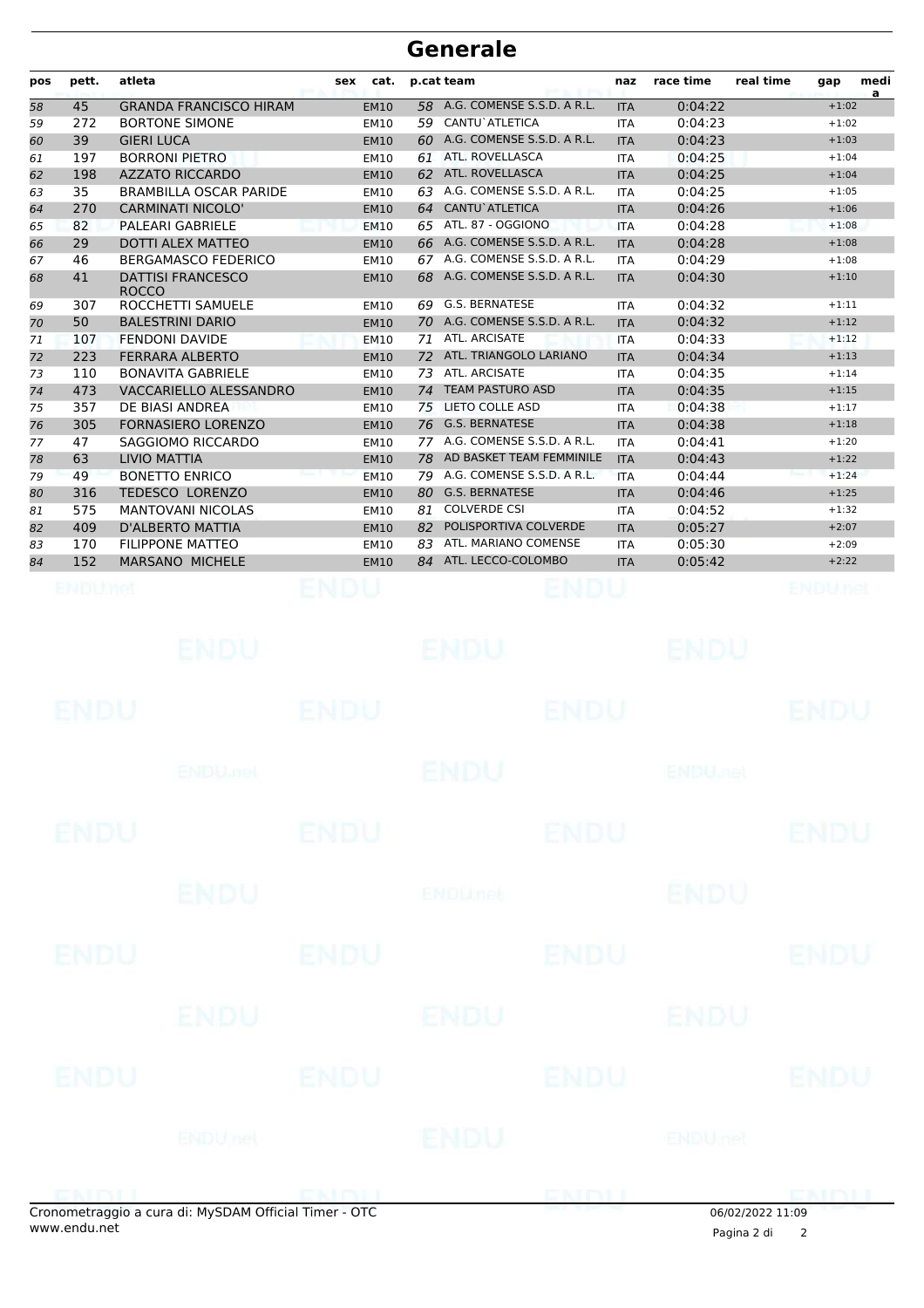# Generale

| pos | pett. | atleta | sex | cat. | p.cat | team | naz | race time | real time | gap | media |
|---|---|---|---|---|---|---|---|---|---|---|---|
| 58 | 45 | GRANDA FRANCISCO HIRAM | | EM10 | 58 | A.G. COMENSE S.S.D. A R.L. | ITA | 0:04:22 | | +1:02 | |
| 59 | 272 | BORTONE SIMONE | | EM10 | 59 | CANTU`ATLETICA | ITA | 0:04:23 | | +1:02 | |
| 60 | 39 | GIERI LUCA | | EM10 | 60 | A.G. COMENSE S.S.D. A R.L. | ITA | 0:04:23 | | +1:03 | |
| 61 | 197 | BORRONI PIETRO | | EM10 | 61 | ATL. ROVELLASCA | ITA | 0:04:25 | | +1:04 | |
| 62 | 198 | AZZATO RICCARDO | | EM10 | 62 | ATL. ROVELLASCA | ITA | 0:04:25 | | +1:04 | |
| 63 | 35 | BRAMBILLA OSCAR PARIDE | | EM10 | 63 | A.G. COMENSE S.S.D. A R.L. | ITA | 0:04:25 | | +1:05 | |
| 64 | 270 | CARMINATI NICOLO' | | EM10 | 64 | CANTU`ATLETICA | ITA | 0:04:26 | | +1:06 | |
| 65 | 82 | PALEARI GABRIELE | | EM10 | 65 | ATL. 87 - OGGIONO | ITA | 0:04:28 | | +1:08 | |
| 66 | 29 | DOTTI ALEX MATTEO | | EM10 | 66 | A.G. COMENSE S.S.D. A R.L. | ITA | 0:04:28 | | +1:08 | |
| 67 | 46 | BERGAMASCO FEDERICO | | EM10 | 67 | A.G. COMENSE S.S.D. A R.L. | ITA | 0:04:29 | | +1:08 | |
| 68 | 41 | DATTISI FRANCESCO ROCCO | | EM10 | 68 | A.G. COMENSE S.S.D. A R.L. | ITA | 0:04:30 | | +1:10 | |
| 69 | 307 | ROCCHETTI SAMUELE | | EM10 | 69 | G.S. BERNATESE | ITA | 0:04:32 | | +1:11 | |
| 70 | 50 | BALESTRINI DARIO | | EM10 | 70 | A.G. COMENSE S.S.D. A R.L. | ITA | 0:04:32 | | +1:12 | |
| 71 | 107 | FENDONI DAVIDE | | EM10 | 71 | ATL. ARCISATE | ITA | 0:04:33 | | +1:12 | |
| 72 | 223 | FERRARA ALBERTO | | EM10 | 72 | ATL. TRIANGOLO LARIANO | ITA | 0:04:34 | | +1:13 | |
| 73 | 110 | BONAVITA GABRIELE | | EM10 | 73 | ATL. ARCISATE | ITA | 0:04:35 | | +1:14 | |
| 74 | 473 | VACCARIELLO ALESSANDRO | | EM10 | 74 | TEAM PASTURO ASD | ITA | 0:04:35 | | +1:15 | |
| 75 | 357 | DE BIASI ANDREA | | EM10 | 75 | LIETO COLLE ASD | ITA | 0:04:38 | | +1:17 | |
| 76 | 305 | FORNASIERO LORENZO | | EM10 | 76 | G.S. BERNATESE | ITA | 0:04:38 | | +1:18 | |
| 77 | 47 | SAGGIOMO RICCARDO | | EM10 | 77 | A.G. COMENSE S.S.D. A R.L. | ITA | 0:04:41 | | +1:20 | |
| 78 | 63 | LIVIO MATTIA | | EM10 | 78 | AD BASKET TEAM FEMMINILE | ITA | 0:04:43 | | +1:22 | |
| 79 | 49 | BONETTO ENRICO | | EM10 | 79 | A.G. COMENSE S.S.D. A R.L. | ITA | 0:04:44 | | +1:24 | |
| 80 | 316 | TEDESCO LORENZO | | EM10 | 80 | G.S. BERNATESE | ITA | 0:04:46 | | +1:25 | |
| 81 | 575 | MANTOVANI NICOLAS | | EM10 | 81 | COLVERDE CSI | ITA | 0:04:52 | | +1:32 | |
| 82 | 409 | D'ALBERTO MATTIA | | EM10 | 82 | POLISPORTIVA COLVERDE | ITA | 0:05:27 | | +2:07 | |
| 83 | 170 | FILIPPONE MATTEO | | EM10 | 83 | ATL. MARIANO COMENSE | ITA | 0:05:30 | | +2:09 | |
| 84 | 152 | MARSANO MICHELE | | EM10 | 84 | ATL. LECCO-COLOMBO | ITA | 0:05:42 | | +2:22 | |

Cronometraggio a cura di: MySDAM Official Timer - OTC
www.endu.net

06/02/2022 11:09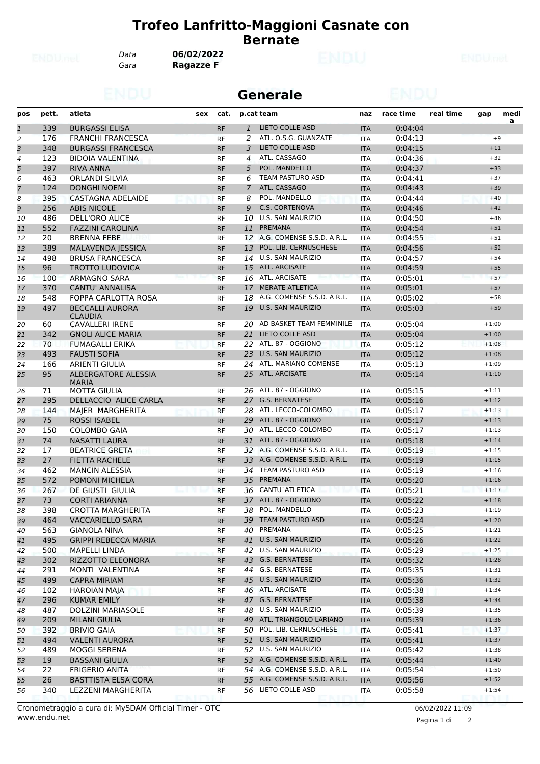# Trofeo Lanfritto-Maggioni Casnate con Bernate

*Data* **06/02/2022**
*Gara* **Ragazze F**

## Generale

| pos | pett. | atleta | sex | cat. | p.cat | team | naz | race time | real time | gap | media |
|---|---|---|---|---|---|---|---|---|---|---|---|
| 1 | 339 | BURGASSI ELISA | | RF | 1 | LIETO COLLE ASD | ITA | 0:04:04 | | | |
| 2 | 176 | FRANCHI FRANCESCA | | RF | 2 | ATL. O.S.G. GUANZATE | ITA | 0:04:13 | | +9 | |
| 3 | 348 | BURGASSI FRANCESCA | | RF | 3 | LIETO COLLE ASD | ITA | 0:04:15 | | +11 | |
| 4 | 123 | BIDOIA VALENTINA | | RF | 4 | ATL. CASSAGO | ITA | 0:04:36 | | +32 | |
| 5 | 397 | RIVA ANNA | | RF | 5 | POL. MANDELLO | ITA | 0:04:37 | | +33 | |
| 6 | 463 | ORLANDI SILVIA | | RF | 6 | TEAM PASTURO ASD | ITA | 0:04:41 | | +37 | |
| 7 | 124 | DONGHI NOEMI | | RF | 7 | ATL. CASSAGO | ITA | 0:04:43 | | +39 | |
| 8 | 395 | CASTAGNA ADELAIDE | | RF | 8 | POL. MANDELLO | ITA | 0:04:44 | | +40 | |
| 9 | 256 | ABIS NICOLE | | RF | 9 | C.S. CORTENOVA | ITA | 0:04:46 | | +42 | |
| 10 | 486 | DELL'ORO ALICE | | RF | 10 | U.S. SAN MAURIZIO | ITA | 0:04:50 | | +46 | |
| 11 | 552 | FAZZINI CAROLINA | | RF | 11 | PREMANA | ITA | 0:04:54 | | +51 | |
| 12 | 20 | BRENNA FEBE | | RF | 12 | A.G. COMENSE S.S.D. A R.L. | ITA | 0:04:55 | | +51 | |
| 13 | 389 | MALAVENDA JESSICA | | RF | 13 | POL. LIB. CERNUSCHESE | ITA | 0:04:56 | | +52 | |
| 14 | 498 | BRUSA FRANCESCA | | RF | 14 | U.S. SAN MAURIZIO | ITA | 0:04:57 | | +54 | |
| 15 | 96 | TROTTO LUDOVICA | | RF | 15 | ATL. ARCISATE | ITA | 0:04:59 | | +55 | |
| 16 | 100 | ARMAGNO SARA | | RF | 16 | ATL. ARCISATE | ITA | 0:05:01 | | +57 | |
| 17 | 370 | CANTU' ANNALISA | | RF | 17 | MERATE ATLETICA | ITA | 0:05:01 | | +57 | |
| 18 | 548 | FOPPA CARLOTTA ROSA | | RF | 18 | A.G. COMENSE S.S.D. A R.L. | ITA | 0:05:02 | | +58 | |
| 19 | 497 | BECCALLI AURORA CLAUDIA | | RF | 19 | U.S. SAN MAURIZIO | ITA | 0:05:03 | | +59 | |
| 20 | 60 | CAVALLERI IRENE | | RF | 20 | AD BASKET TEAM FEMMINILE | ITA | 0:05:04 | | +1:00 | |
| 21 | 342 | GNOLI ALICE MARIA | | RF | 21 | LIETO COLLE ASD | ITA | 0:05:04 | | +1:00 | |
| 22 | 70 | FUMAGALLI ERIKA | | RF | 22 | ATL. 87 - OGGIONO | ITA | 0:05:12 | | +1:08 | |
| 23 | 493 | FAUSTI SOFIA | | RF | 23 | U.S. SAN MAURIZIO | ITA | 0:05:12 | | +1:08 | |
| 24 | 166 | ARIENTI GIULIA | | RF | 24 | ATL. MARIANO COMENSE | ITA | 0:05:13 | | +1:09 | |
| 25 | 95 | ALBERGATORE ALESSIA MARIA | | RF | 25 | ATL. ARCISATE | ITA | 0:05:14 | | +1:10 | |
| 26 | 71 | MOTTA GIULIA | | RF | 26 | ATL. 87 - OGGIONO | ITA | 0:05:15 | | +1:11 | |
| 27 | 295 | DELLACCIO ALICE CARLA | | RF | 27 | G.S. BERNATESE | ITA | 0:05:16 | | +1:12 | |
| 28 | 144 | MAJER MARGHERITA | | RF | 28 | ATL. LECCO-COLOMBO | ITA | 0:05:17 | | +1:13 | |
| 29 | 75 | ROSSI ISABEL | | RF | 29 | ATL. 87 - OGGIONO | ITA | 0:05:17 | | +1:13 | |
| 30 | 150 | COLOMBO GAIA | | RF | 30 | ATL. LECCO-COLOMBO | ITA | 0:05:17 | | +1:13 | |
| 31 | 74 | NASATTI LAURA | | RF | 31 | ATL. 87 - OGGIONO | ITA | 0:05:18 | | +1:14 | |
| 32 | 17 | BEATRICE GRETA | | RF | 32 | A.G. COMENSE S.S.D. A R.L. | ITA | 0:05:19 | | +1:15 | |
| 33 | 27 | FIETTA RACHELE | | RF | 33 | A.G. COMENSE S.S.D. A R.L. | ITA | 0:05:19 | | +1:15 | |
| 34 | 462 | MANCIN ALESSIA | | RF | 34 | TEAM PASTURO ASD | ITA | 0:05:19 | | +1:16 | |
| 35 | 572 | POMONI MICHELA | | RF | 35 | PREMANA | ITA | 0:05:20 | | +1:16 | |
| 36 | 267 | DE GIUSTI GIULIA | | RF | 36 | CANTU`ATLETICA | ITA | 0:05:21 | | +1:17 | |
| 37 | 73 | CORTI ARIANNA | | RF | 37 | ATL. 87 - OGGIONO | ITA | 0:05:22 | | +1:18 | |
| 38 | 398 | CROTTA MARGHERITA | | RF | 38 | POL. MANDELLO | ITA | 0:05:23 | | +1:19 | |
| 39 | 464 | VACCARIELLO SARA | | RF | 39 | TEAM PASTURO ASD | ITA | 0:05:24 | | +1:20 | |
| 40 | 563 | GIANOLA NINA | | RF | 40 | PREMANA | ITA | 0:05:25 | | +1:21 | |
| 41 | 495 | GRIPPI REBECCA MARIA | | RF | 41 | U.S. SAN MAURIZIO | ITA | 0:05:26 | | +1:22 | |
| 42 | 500 | MAPELLI LINDA | | RF | 42 | U.S. SAN MAURIZIO | ITA | 0:05:29 | | +1:25 | |
| 43 | 302 | RIZZOTTO ELEONORA | | RF | 43 | G.S. BERNATESE | ITA | 0:05:32 | | +1:28 | |
| 44 | 291 | MONTI VALENTINA | | RF | 44 | G.S. BERNATESE | ITA | 0:05:35 | | +1:31 | |
| 45 | 499 | CAPRA MIRIAM | | RF | 45 | U.S. SAN MAURIZIO | ITA | 0:05:36 | | +1:32 | |
| 46 | 102 | HAROIAN MAJA | | RF | 46 | ATL. ARCISATE | ITA | 0:05:38 | | +1:34 | |
| 47 | 296 | KUMAR EMILY | | RF | 47 | G.S. BERNATESE | ITA | 0:05:38 | | +1:34 | |
| 48 | 487 | DOLZINI MARIASOLE | | RF | 48 | U.S. SAN MAURIZIO | ITA | 0:05:39 | | +1:35 | |
| 49 | 209 | MILANI GIULIA | | RF | 49 | ATL. TRIANGOLO LARIANO | ITA | 0:05:39 | | +1:36 | |
| 50 | 392 | BRIVIO GAIA | | RF | 50 | POL. LIB. CERNUSCHESE | ITA | 0:05:41 | | +1:37 | |
| 51 | 494 | VALENTI AURORA | | RF | 51 | U.S. SAN MAURIZIO | ITA | 0:05:41 | | +1:37 | |
| 52 | 489 | MOGGI SERENA | | RF | 52 | U.S. SAN MAURIZIO | ITA | 0:05:42 | | +1:38 | |
| 53 | 19 | BASSANI GIULIA | | RF | 53 | A.G. COMENSE S.S.D. A R.L. | ITA | 0:05:44 | | +1:40 | |
| 54 | 22 | FRIGERIO ANITA | | RF | 54 | A.G. COMENSE S.S.D. A R.L. | ITA | 0:05:54 | | +1:50 | |
| 55 | 26 | BASTTISTA ELSA CORA | | RF | 55 | A.G. COMENSE S.S.D. A R.L. | ITA | 0:05:56 | | +1:52 | |
| 56 | 340 | LEZZENI MARGHERITA | | RF | 56 | LIETO COLLE ASD | ITA | 0:05:58 | | +1:54 | |

Cronometraggio a cura di: MySDAM Official Timer - OTC
www.endu.net

06/02/2022 11:09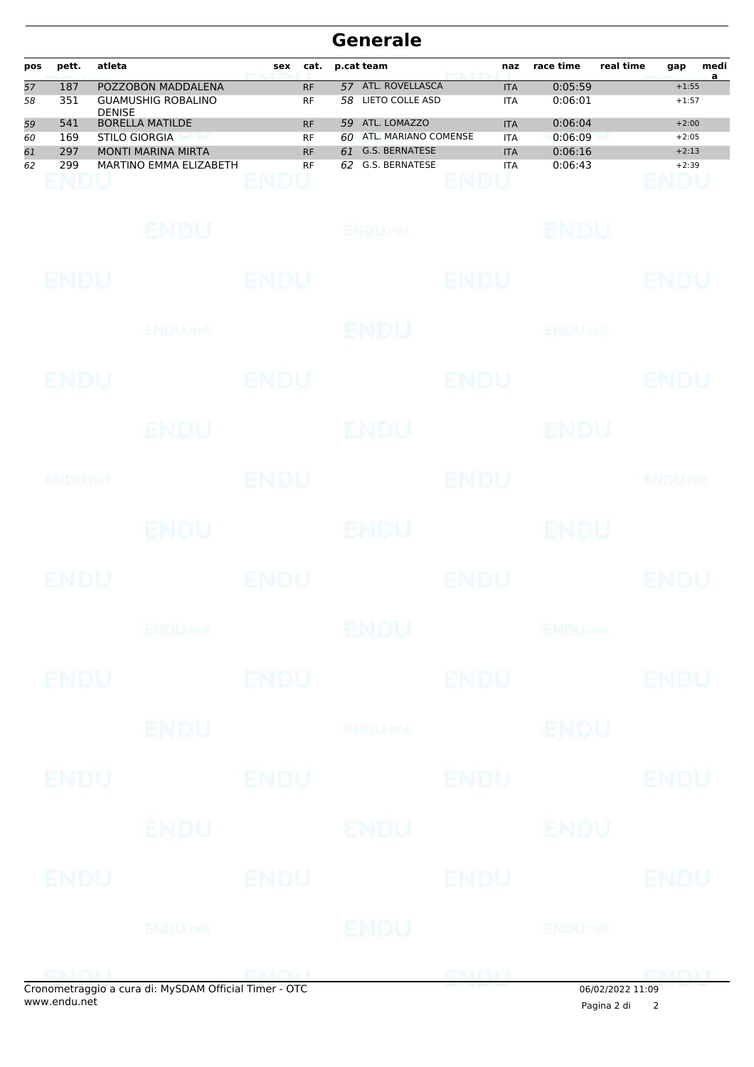# Generale

| pos | pett. | atleta | sex | cat. | p.cat | team | naz | race time | real time | gap | media |
|---|---|---|---|---|---|---|---|---|---|---|---|
| 57 | 187 | POZZOBON MADDALENA | | RF | 57 | ATL. ROVELLASCA | ITA | 0:05:59 | | +1:55 | |
| 58 | 351 | GUAMUSHIG ROBALINO DENISE | | RF | 58 | LIETO COLLE ASD | ITA | 0:06:01 | | +1:57 | |
| 59 | 541 | BORELLA MATILDE | | RF | 59 | ATL. LOMAZZO | ITA | 0:06:04 | | +2:00 | |
| 60 | 169 | STILO GIORGIA | | RF | 60 | ATL. MARIANO COMENSE | ITA | 0:06:09 | | +2:05 | |
| 61 | 297 | MONTI MARINA MIRTA | | RF | 61 | G.S. BERNATESE | ITA | 0:06:16 | | +2:13 | |
| 62 | 299 | MARTINO EMMA ELIZABETH | | RF | 62 | G.S. BERNATESE | ITA | 0:06:43 | | +2:39 | |

Cronometraggio a cura di: MySDAM Official Timer - OTC
www.endu.net

06/02/2022 11:09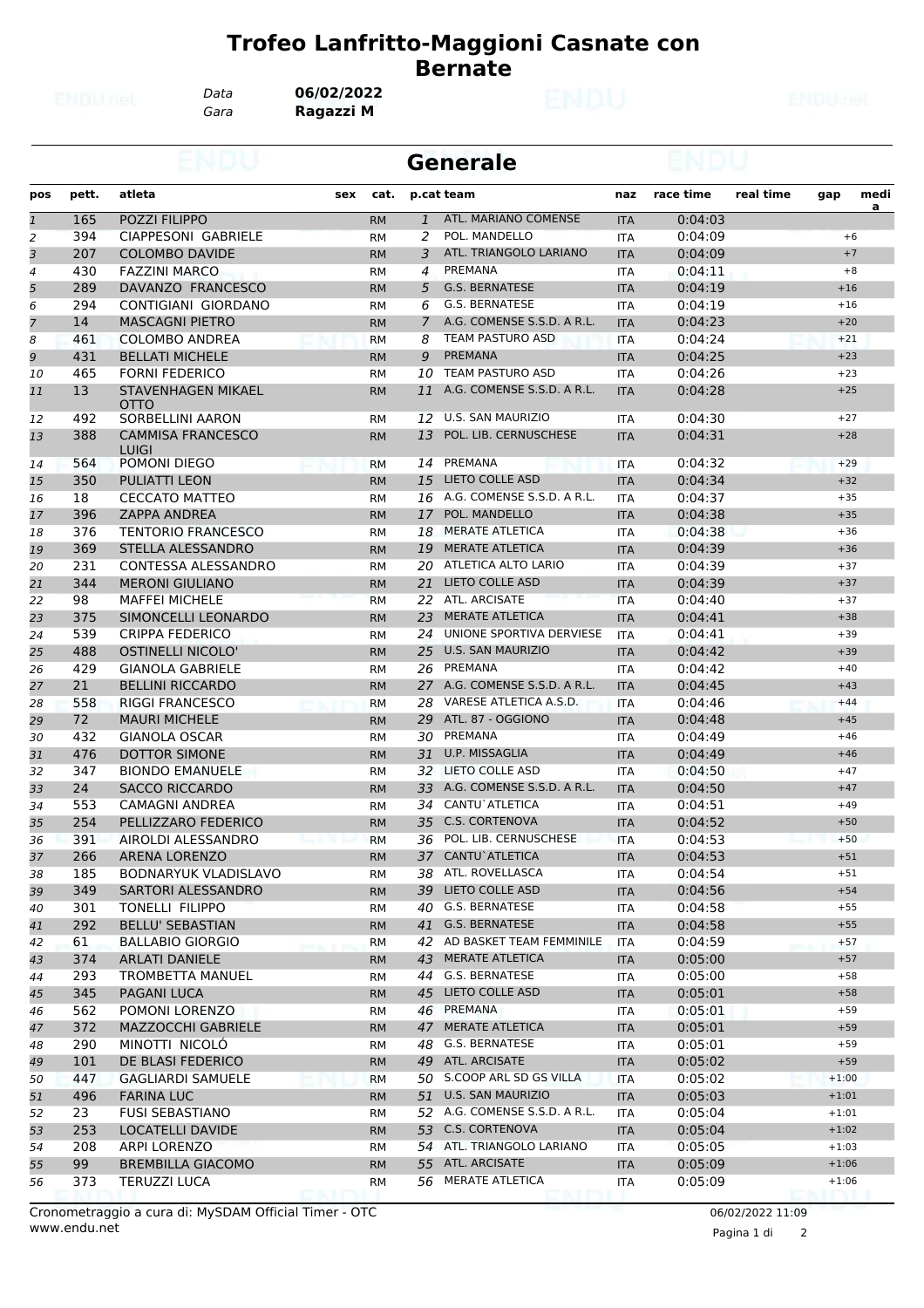# Trofeo Lanfritto-Maggioni Casnate con Bernate

Data **06/02/2022**
Gara **Ragazzi M**

## Generale

| pos | pett. | atleta | sex | cat. | p.cat | team | naz | race time | real time | gap | media |
|---|---|---|---|---|---|---|---|---|---|---|---|
| 1 | 165 | POZZI FILIPPO | | RM | 1 | ATL. MARIANO COMENSE | ITA | 0:04:03 | | | |
| 2 | 394 | CIAPPESONI GABRIELE | | RM | 2 | POL. MANDELLO | ITA | 0:04:09 | | +6 | |
| 3 | 207 | COLOMBO DAVIDE | | RM | 3 | ATL. TRIANGOLO LARIANO | ITA | 0:04:09 | | +7 | |
| 4 | 430 | FAZZINI MARCO | | RM | 4 | PREMANA | ITA | 0:04:11 | | +8 | |
| 5 | 289 | DAVANZO FRANCESCO | | RM | 5 | G.S. BERNATESE | ITA | 0:04:19 | | +16 | |
| 6 | 294 | CONTIGIANI GIORDANO | | RM | 6 | G.S. BERNATESE | ITA | 0:04:19 | | +16 | |
| 7 | 14 | MASCAGNI PIETRO | | RM | 7 | A.G. COMENSE S.S.D. A R.L. | ITA | 0:04:23 | | +20 | |
| 8 | 461 | COLOMBO ANDREA | | RM | 8 | TEAM PASTURO ASD | ITA | 0:04:24 | | +21 | |
| 9 | 431 | BELLATI MICHELE | | RM | 9 | PREMANA | ITA | 0:04:25 | | +23 | |
| 10 | 465 | FORNI FEDERICO | | RM | 10 | TEAM PASTURO ASD | ITA | 0:04:26 | | +23 | |
| 11 | 13 | STAVENHAGEN MIKAEL OTTO | | RM | 11 | A.G. COMENSE S.S.D. A R.L. | ITA | 0:04:28 | | +25 | |
| 12 | 492 | SORBELLINI AARON | | RM | 12 | U.S. SAN MAURIZIO | ITA | 0:04:30 | | +27 | |
| 13 | 388 | CAMMISA FRANCESCO LUIGI | | RM | 13 | POL. LIB. CERNUSCHESE | ITA | 0:04:31 | | +28 | |
| 14 | 564 | POMONI DIEGO | | RM | 14 | PREMANA | ITA | 0:04:32 | | +29 | |
| 15 | 350 | PULIATTI LEON | | RM | 15 | LIETO COLLE ASD | ITA | 0:04:34 | | +32 | |
| 16 | 18 | CECCATO MATTEO | | RM | 16 | A.G. COMENSE S.S.D. A R.L. | ITA | 0:04:37 | | +35 | |
| 17 | 396 | ZAPPA ANDREA | | RM | 17 | POL. MANDELLO | ITA | 0:04:38 | | +35 | |
| 18 | 376 | TENTORIO FRANCESCO | | RM | 18 | MERATE ATLETICA | ITA | 0:04:38 | | +36 | |
| 19 | 369 | STELLA ALESSANDRO | | RM | 19 | MERATE ATLETICA | ITA | 0:04:39 | | +36 | |
| 20 | 231 | CONTESSA ALESSANDRO | | RM | 20 | ATLETICA ALTO LARIO | ITA | 0:04:39 | | +37 | |
| 21 | 344 | MERONI GIULIANO | | RM | 21 | LIETO COLLE ASD | ITA | 0:04:39 | | +37 | |
| 22 | 98 | MAFFEI MICHELE | | RM | 22 | ATL. ARCISATE | ITA | 0:04:40 | | +37 | |
| 23 | 375 | SIMONCELLI LEONARDO | | RM | 23 | MERATE ATLETICA | ITA | 0:04:41 | | +38 | |
| 24 | 539 | CRIPPA FEDERICO | | RM | 24 | UNIONE SPORTIVA DERVIESE | ITA | 0:04:41 | | +39 | |
| 25 | 488 | OSTINELLI NICOLO' | | RM | 25 | U.S. SAN MAURIZIO | ITA | 0:04:42 | | +39 | |
| 26 | 429 | GIANOLA GABRIELE | | RM | 26 | PREMANA | ITA | 0:04:42 | | +40 | |
| 27 | 21 | BELLINI RICCARDO | | RM | 27 | A.G. COMENSE S.S.D. A R.L. | ITA | 0:04:45 | | +43 | |
| 28 | 558 | RIGGI FRANCESCO | | RM | 28 | VARESE ATLETICA A.S.D. | ITA | 0:04:46 | | +44 | |
| 29 | 72 | MAURI MICHELE | | RM | 29 | ATL. 87 - OGGIONO | ITA | 0:04:48 | | +45 | |
| 30 | 432 | GIANOLA OSCAR | | RM | 30 | PREMANA | ITA | 0:04:49 | | +46 | |
| 31 | 476 | DOTTOR SIMONE | | RM | 31 | U.P. MISSAGLIA | ITA | 0:04:49 | | +46 | |
| 32 | 347 | BIONDO EMANUELE | | RM | 32 | LIETO COLLE ASD | ITA | 0:04:50 | | +47 | |
| 33 | 24 | SACCO RICCARDO | | RM | 33 | A.G. COMENSE S.S.D. A R.L. | ITA | 0:04:50 | | +47 | |
| 34 | 553 | CAMAGNI ANDREA | | RM | 34 | CANTU`ATLETICA | ITA | 0:04:51 | | +49 | |
| 35 | 254 | PELLIZZARO FEDERICO | | RM | 35 | C.S. CORTENOVA | ITA | 0:04:52 | | +50 | |
| 36 | 391 | AIROLDI ALESSANDRO | | RM | 36 | POL. LIB. CERNUSCHESE | ITA | 0:04:53 | | +50 | |
| 37 | 266 | ARENA LORENZO | | RM | 37 | CANTU`ATLETICA | ITA | 0:04:53 | | +51 | |
| 38 | 185 | BODNARYUK VLADISLAVO | | RM | 38 | ATL. ROVELLASCA | ITA | 0:04:54 | | +51 | |
| 39 | 349 | SARTORI ALESSANDRO | | RM | 39 | LIETO COLLE ASD | ITA | 0:04:56 | | +54 | |
| 40 | 301 | TONELLI FILIPPO | | RM | 40 | G.S. BERNATESE | ITA | 0:04:58 | | +55 | |
| 41 | 292 | BELLU' SEBASTIAN | | RM | 41 | G.S. BERNATESE | ITA | 0:04:58 | | +55 | |
| 42 | 61 | BALLABIO GIORGIO | | RM | 42 | AD BASKET TEAM FEMMINILE | ITA | 0:04:59 | | +57 | |
| 43 | 374 | ARLATI DANIELE | | RM | 43 | MERATE ATLETICA | ITA | 0:05:00 | | +57 | |
| 44 | 293 | TROMBETTA MANUEL | | RM | 44 | G.S. BERNATESE | ITA | 0:05:00 | | +58 | |
| 45 | 345 | PAGANI LUCA | | RM | 45 | LIETO COLLE ASD | ITA | 0:05:01 | | +58 | |
| 46 | 562 | POMONI LORENZO | | RM | 46 | PREMANA | ITA | 0:05:01 | | +59 | |
| 47 | 372 | MAZZOCCHI GABRIELE | | RM | 47 | MERATE ATLETICA | ITA | 0:05:01 | | +59 | |
| 48 | 290 | MINOTTI NICOLÓ | | RM | 48 | G.S. BERNATESE | ITA | 0:05:01 | | +59 | |
| 49 | 101 | DE BLASI FEDERICO | | RM | 49 | ATL. ARCISATE | ITA | 0:05:02 | | +59 | |
| 50 | 447 | GAGLIARDI SAMUELE | | RM | 50 | S.COOP ARL SD GS VILLA | ITA | 0:05:02 | | +1:00 | |
| 51 | 496 | FARINA LUC | | RM | 51 | U.S. SAN MAURIZIO | ITA | 0:05:03 | | +1:01 | |
| 52 | 23 | FUSI SEBASTIANO | | RM | 52 | A.G. COMENSE S.S.D. A R.L. | ITA | 0:05:04 | | +1:01 | |
| 53 | 253 | LOCATELLI DAVIDE | | RM | 53 | C.S. CORTENOVA | ITA | 0:05:04 | | +1:02 | |
| 54 | 208 | ARPI LORENZO | | RM | 54 | ATL. TRIANGOLO LARIANO | ITA | 0:05:05 | | +1:03 | |
| 55 | 99 | BREMBILLA GIACOMO | | RM | 55 | ATL. ARCISATE | ITA | 0:05:09 | | +1:06 | |
| 56 | 373 | TERUZZI LUCA | | RM | 56 | MERATE ATLETICA | ITA | 0:05:09 | | +1:06 | |

Cronometraggio a cura di: MySDAM Official Timer - OTC
www.endu.net

06/02/2022 11:09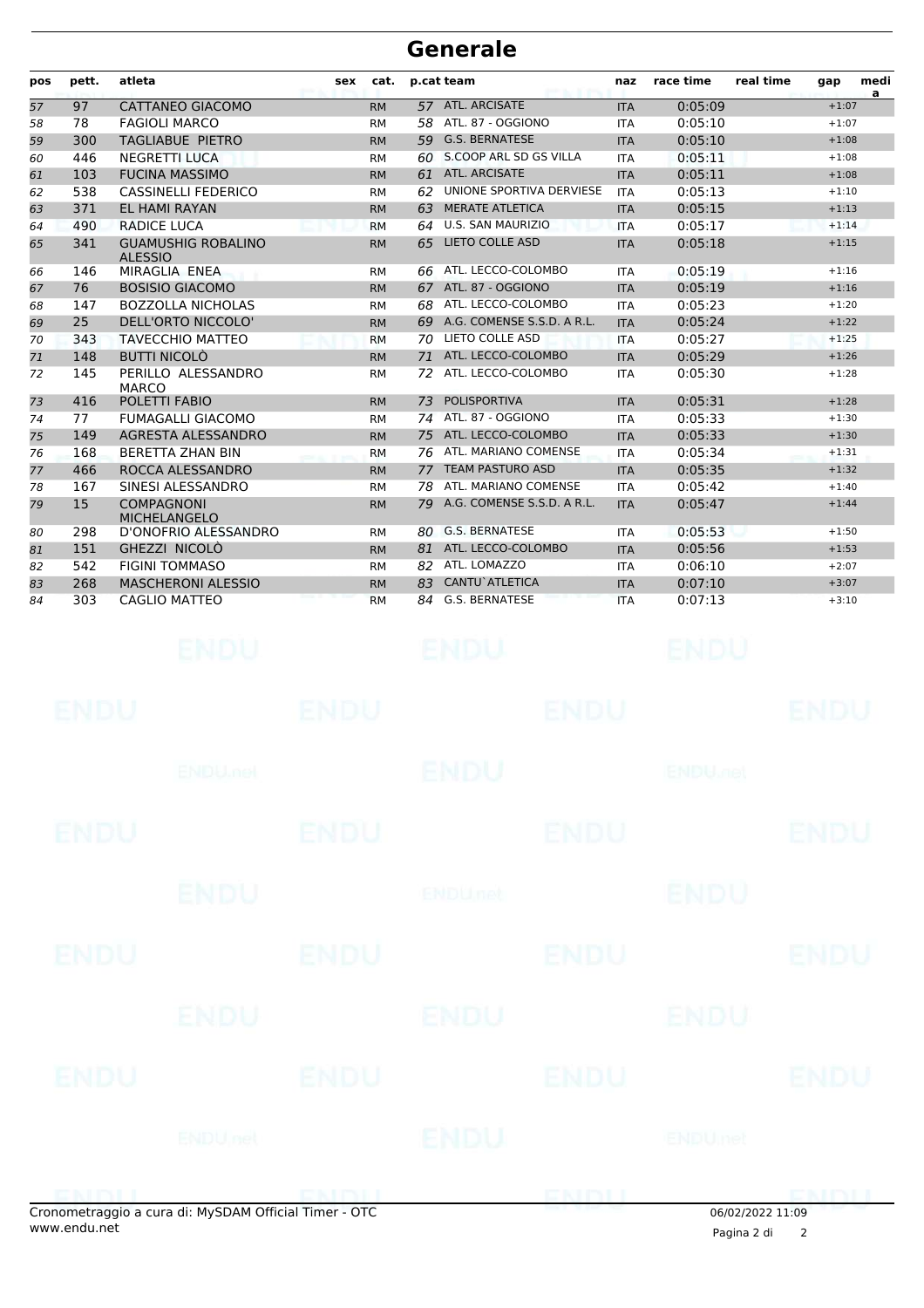# Generale

| pos | pett. | atleta | sex | cat. | p.cat | team | naz | race time | real time | gap | media |
|---|---|---|---|---|---|---|---|---|---|---|---|
| 57 | 97 | CATTANEO GIACOMO | | RM | 57 | ATL. ARCISATE | ITA | 0:05:09 | | +1:07 | |
| 58 | 78 | FAGIOLI MARCO | | RM | 58 | ATL. 87 - OGGIONO | ITA | 0:05:10 | | +1:07 | |
| 59 | 300 | TAGLIABUE PIETRO | | RM | 59 | G.S. BERNATESE | ITA | 0:05:10 | | +1:08 | |
| 60 | 446 | NEGRETTI LUCA | | RM | 60 | S.COOP ARL SD GS VILLA | ITA | 0:05:11 | | +1:08 | |
| 61 | 103 | FUCINA MASSIMO | | RM | 61 | ATL. ARCISATE | ITA | 0:05:11 | | +1:08 | |
| 62 | 538 | CASSINELLI FEDERICO | | RM | 62 | UNIONE SPORTIVA DERVIESE | ITA | 0:05:13 | | +1:10 | |
| 63 | 371 | EL HAMI RAYAN | | RM | 63 | MERATE ATLETICA | ITA | 0:05:15 | | +1:13 | |
| 64 | 490 | RADICE LUCA | | RM | 64 | U.S. SAN MAURIZIO | ITA | 0:05:17 | | +1:14 | |
| 65 | 341 | GUAMUSHIG ROBALINO ALESSIO | | RM | 65 | LIETO COLLE ASD | ITA | 0:05:18 | | +1:15 | |
| 66 | 146 | MIRAGLIA ENEA | | RM | 66 | ATL. LECCO-COLOMBO | ITA | 0:05:19 | | +1:16 | |
| 67 | 76 | BOSISIO GIACOMO | | RM | 67 | ATL. 87 - OGGIONO | ITA | 0:05:19 | | +1:16 | |
| 68 | 147 | BOZZOLLA NICHOLAS | | RM | 68 | ATL. LECCO-COLOMBO | ITA | 0:05:23 | | +1:20 | |
| 69 | 25 | DELL'ORTO NICCOLO' | | RM | 69 | A.G. COMENSE S.S.D. A R.L. | ITA | 0:05:24 | | +1:22 | |
| 70 | 343 | TAVECCHIO MATTEO | | RM | 70 | LIETO COLLE ASD | ITA | 0:05:27 | | +1:25 | |
| 71 | 148 | BUTTI NICOLÒ | | RM | 71 | ATL. LECCO-COLOMBO | ITA | 0:05:29 | | +1:26 | |
| 72 | 145 | PERILLO ALESSANDRO MARCO | | RM | 72 | ATL. LECCO-COLOMBO | ITA | 0:05:30 | | +1:28 | |
| 73 | 416 | POLETTI FABIO | | RM | 73 | POLISPORTIVA | ITA | 0:05:31 | | +1:28 | |
| 74 | 77 | FUMAGALLI GIACOMO | | RM | 74 | ATL. 87 - OGGIONO | ITA | 0:05:33 | | +1:30 | |
| 75 | 149 | AGRESTA ALESSANDRO | | RM | 75 | ATL. LECCO-COLOMBO | ITA | 0:05:33 | | +1:30 | |
| 76 | 168 | BERETTA ZHAN BIN | | RM | 76 | ATL. MARIANO COMENSE | ITA | 0:05:34 | | +1:31 | |
| 77 | 466 | ROCCA ALESSANDRO | | RM | 77 | TEAM PASTURO ASD | ITA | 0:05:35 | | +1:32 | |
| 78 | 167 | SINESI ALESSANDRO | | RM | 78 | ATL. MARIANO COMENSE | ITA | 0:05:42 | | +1:40 | |
| 79 | 15 | COMPAGNONI MICHELANGELO | | RM | 79 | A.G. COMENSE S.S.D. A R.L. | ITA | 0:05:47 | | +1:44 | |
| 80 | 298 | D'ONOFRIO ALESSANDRO | | RM | 80 | G.S. BERNATESE | ITA | 0:05:53 | | +1:50 | |
| 81 | 151 | GHEZZI NICOLÒ | | RM | 81 | ATL. LECCO-COLOMBO | ITA | 0:05:56 | | +1:53 | |
| 82 | 542 | FIGINI TOMMASO | | RM | 82 | ATL. LOMAZZO | ITA | 0:06:10 | | +2:07 | |
| 83 | 268 | MASCHERONI ALESSIO | | RM | 83 | CANTU`ATLETICA | ITA | 0:07:10 | | +3:07 | |
| 84 | 303 | CAGLIO MATTEO | | RM | 84 | G.S. BERNATESE | ITA | 0:07:13 | | +3:10 | |

Cronometraggio a cura di: MySDAM Official Timer - OTC
www.endu.net

06/02/2022 11:09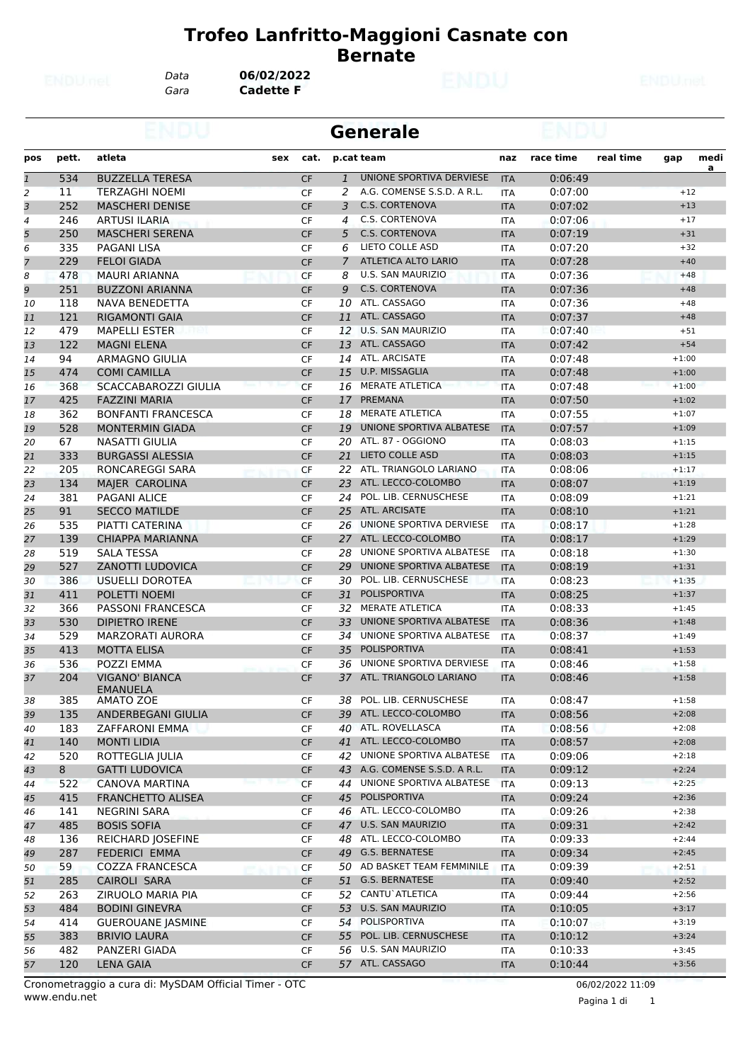# Trofeo Lanfritto-Maggioni Casnate con Bernate

*Data* **06/02/2022**
*Gara* **Cadette F**

## Generale

| pos | pett. | atleta | sex | cat. | p.cat | team | naz | race time | real time | gap | media |
|---|---|---|---|---|---|---|---|---|---|---|---|
| 1 | 534 | BUZZELLA TERESA | | CF | 1 | UNIONE SPORTIVA DERVIESE | ITA | 0:06:49 | | | |
| 2 | 11 | TERZAGHI NOEMI | | CF | 2 | A.G. COMENSE S.S.D. A R.L. | ITA | 0:07:00 | | +12 | |
| 3 | 252 | MASCHERI DENISE | | CF | 3 | C.S. CORTENOVA | ITA | 0:07:02 | | +13 | |
| 4 | 246 | ARTUSI ILARIA | | CF | 4 | C.S. CORTENOVA | ITA | 0:07:06 | | +17 | |
| 5 | 250 | MASCHERI SERENA | | CF | 5 | C.S. CORTENOVA | ITA | 0:07:19 | | +31 | |
| 6 | 335 | PAGANI LISA | | CF | 6 | LIETO COLLE ASD | ITA | 0:07:20 | | +32 | |
| 7 | 229 | FELOI GIADA | | CF | 7 | ATLETICA ALTO LARIO | ITA | 0:07:28 | | +40 | |
| 8 | 478 | MAURI ARIANNA | | CF | 8 | U.S. SAN MAURIZIO | ITA | 0:07:36 | | +48 | |
| 9 | 251 | BUZZONI ARIANNA | | CF | 9 | C.S. CORTENOVA | ITA | 0:07:36 | | +48 | |
| 10 | 118 | NAVA BENEDETTA | | CF | 10 | ATL. CASSAGO | ITA | 0:07:36 | | +48 | |
| 11 | 121 | RIGAMONTI GAIA | | CF | 11 | ATL. CASSAGO | ITA | 0:07:37 | | +48 | |
| 12 | 479 | MAPELLI ESTER | | CF | 12 | U.S. SAN MAURIZIO | ITA | 0:07:40 | | +51 | |
| 13 | 122 | MAGNI ELENA | | CF | 13 | ATL. CASSAGO | ITA | 0:07:42 | | +54 | |
| 14 | 94 | ARMAGNO GIULIA | | CF | 14 | ATL. ARCISATE | ITA | 0:07:48 | | +1:00 | |
| 15 | 474 | COMI CAMILLA | | CF | 15 | U.P. MISSAGLIA | ITA | 0:07:48 | | +1:00 | |
| 16 | 368 | SCACCABAROZZI GIULIA | | CF | 16 | MERATE ATLETICA | ITA | 0:07:48 | | +1:00 | |
| 17 | 425 | FAZZINI MARIA | | CF | 17 | PREMANA | ITA | 0:07:50 | | +1:02 | |
| 18 | 362 | BONFANTI FRANCESCA | | CF | 18 | MERATE ATLETICA | ITA | 0:07:55 | | +1:07 | |
| 19 | 528 | MONTERMIN GIADA | | CF | 19 | UNIONE SPORTIVA ALBATESE | ITA | 0:07:57 | | +1:09 | |
| 20 | 67 | NASATTI GIULIA | | CF | 20 | ATL. 87 - OGGIONO | ITA | 0:08:03 | | +1:15 | |
| 21 | 333 | BURGASSI ALESSIA | | CF | 21 | LIETO COLLE ASD | ITA | 0:08:03 | | +1:15 | |
| 22 | 205 | RONCAREGGI SARA | | CF | 22 | ATL. TRIANGOLO LARIANO | ITA | 0:08:06 | | +1:17 | |
| 23 | 134 | MAJER CAROLINA | | CF | 23 | ATL. LECCO-COLOMBO | ITA | 0:08:07 | | +1:19 | |
| 24 | 381 | PAGANI ALICE | | CF | 24 | POL. LIB. CERNUSCHESE | ITA | 0:08:09 | | +1:21 | |
| 25 | 91 | SECCO MATILDE | | CF | 25 | ATL. ARCISATE | ITA | 0:08:10 | | +1:21 | |
| 26 | 535 | PIATTI CATERINA | | CF | 26 | UNIONE SPORTIVA DERVIESE | ITA | 0:08:17 | | +1:28 | |
| 27 | 139 | CHIAPPA MARIANNA | | CF | 27 | ATL. LECCO-COLOMBO | ITA | 0:08:17 | | +1:29 | |
| 28 | 519 | SALA TESSA | | CF | 28 | UNIONE SPORTIVA ALBATESE | ITA | 0:08:18 | | +1:30 | |
| 29 | 527 | ZANOTTI LUDOVICA | | CF | 29 | UNIONE SPORTIVA ALBATESE | ITA | 0:08:19 | | +1:31 | |
| 30 | 386 | USUELLI DOROTEA | | CF | 30 | POL. LIB. CERNUSCHESE | ITA | 0:08:23 | | +1:35 | |
| 31 | 411 | POLETTI NOEMI | | CF | 31 | POLISPORTIVA | ITA | 0:08:25 | | +1:37 | |
| 32 | 366 | PASSONI FRANCESCA | | CF | 32 | MERATE ATLETICA | ITA | 0:08:33 | | +1:45 | |
| 33 | 530 | DIPIETRO IRENE | | CF | 33 | UNIONE SPORTIVA ALBATESE | ITA | 0:08:36 | | +1:48 | |
| 34 | 529 | MARZORATI AURORA | | CF | 34 | UNIONE SPORTIVA ALBATESE | ITA | 0:08:37 | | +1:49 | |
| 35 | 413 | MOTTA ELISA | | CF | 35 | POLISPORTIVA | ITA | 0:08:41 | | +1:53 | |
| 36 | 536 | POZZI EMMA | | CF | 36 | UNIONE SPORTIVA DERVIESE | ITA | 0:08:46 | | +1:58 | |
| 37 | 204 | VIGANO' BIANCA EMANUELA | | CF | 37 | ATL. TRIANGOLO LARIANO | ITA | 0:08:46 | | +1:58 | |
| 38 | 385 | AMATO ZOE | | CF | 38 | POL. LIB. CERNUSCHESE | ITA | 0:08:47 | | +1:58 | |
| 39 | 135 | ANDERBEGANI GIULIA | | CF | 39 | ATL. LECCO-COLOMBO | ITA | 0:08:56 | | +2:08 | |
| 40 | 183 | ZAFFARONI EMMA | | CF | 40 | ATL. ROVELLASCA | ITA | 0:08:56 | | +2:08 | |
| 41 | 140 | MONTI LIDIA | | CF | 41 | ATL. LECCO-COLOMBO | ITA | 0:08:57 | | +2:08 | |
| 42 | 520 | ROTTEGLIA JULIA | | CF | 42 | UNIONE SPORTIVA ALBATESE | ITA | 0:09:06 | | +2:18 | |
| 43 | 8 | GATTI LUDOVICA | | CF | 43 | A.G. COMENSE S.S.D. A R.L. | ITA | 0:09:12 | | +2:24 | |
| 44 | 522 | CANOVA MARTINA | | CF | 44 | UNIONE SPORTIVA ALBATESE | ITA | 0:09:13 | | +2:25 | |
| 45 | 415 | FRANCHETTO ALISEA | | CF | 45 | POLISPORTIVA | ITA | 0:09:24 | | +2:36 | |
| 46 | 141 | NEGRINI SARA | | CF | 46 | ATL. LECCO-COLOMBO | ITA | 0:09:26 | | +2:38 | |
| 47 | 485 | BOSIS SOFIA | | CF | 47 | U.S. SAN MAURIZIO | ITA | 0:09:31 | | +2:42 | |
| 48 | 136 | REICHARD JOSEFINE | | CF | 48 | ATL. LECCO-COLOMBO | ITA | 0:09:33 | | +2:44 | |
| 49 | 287 | FEDERICI EMMA | | CF | 49 | G.S. BERNATESE | ITA | 0:09:34 | | +2:45 | |
| 50 | 59 | COZZA FRANCESCA | | CF | 50 | AD BASKET TEAM FEMMINILE | ITA | 0:09:39 | | +2:51 | |
| 51 | 285 | CAIROLI SARA | | CF | 51 | G.S. BERNATESE | ITA | 0:09:40 | | +2:52 | |
| 52 | 263 | ZIRUOLO MARIA PIA | | CF | 52 | CANTU`ATLETICA | ITA | 0:09:44 | | +2:56 | |
| 53 | 484 | BODINI GINEVRA | | CF | 53 | U.S. SAN MAURIZIO | ITA | 0:10:05 | | +3:17 | |
| 54 | 414 | GUEROUANE JASMINE | | CF | 54 | POLISPORTIVA | ITA | 0:10:07 | | +3:19 | |
| 55 | 383 | BRIVIO LAURA | | CF | 55 | POL. LIB. CERNUSCHESE | ITA | 0:10:12 | | +3:24 | |
| 56 | 482 | PANZERI GIADA | | CF | 56 | U.S. SAN MAURIZIO | ITA | 0:10:33 | | +3:45 | |
| 57 | 120 | LENA GAIA | | CF | 57 | ATL. CASSAGO | ITA | 0:10:44 | | +3:56 | |

Cronometraggio a cura di: MySDAM Official Timer - OTC
www.endu.net

06/02/2022 11:09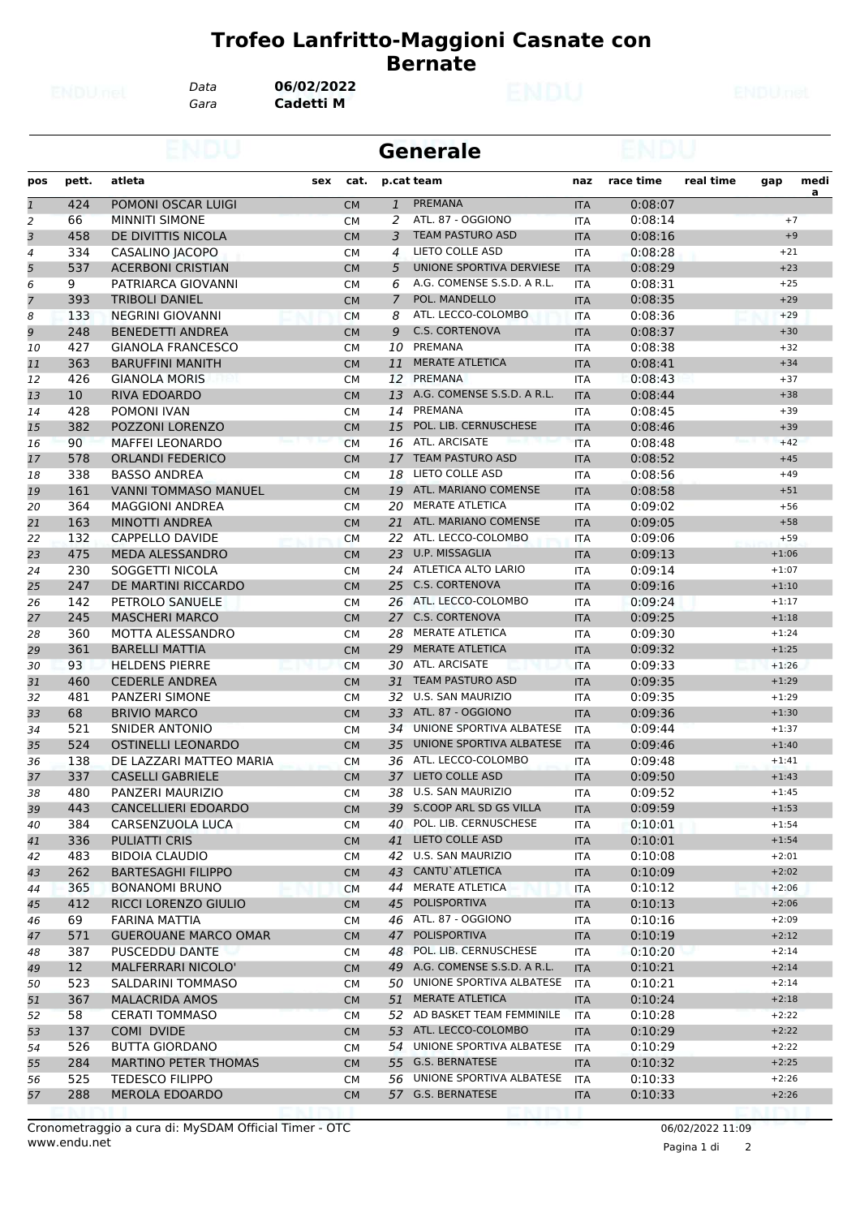# Trofeo Lanfritto-Maggioni Casnate con Bernate

Data **06/02/2022**
Gara **Cadetti M**

## Generale

| pos | pett. | atleta | sex | cat. | p.cat | team | naz | race time | real time | gap | media |
|---|---|---|---|---|---|---|---|---|---|---|---|
| 1 | 424 | POMONI OSCAR LUIGI | | CM | 1 | PREMANA | ITA | 0:08:07 | | | |
| 2 | 66 | MINNITI SIMONE | | CM | 2 | ATL. 87 - OGGIONO | ITA | 0:08:14 | | +7 | |
| 3 | 458 | DE DIVITTIS NICOLA | | CM | 3 | TEAM PASTURO ASD | ITA | 0:08:16 | | +9 | |
| 4 | 334 | CASALINO JACOPO | | CM | 4 | LIETO COLLE ASD | ITA | 0:08:28 | | +21 | |
| 5 | 537 | ACERBONI CRISTIAN | | CM | 5 | UNIONE SPORTIVA DERVIESE | ITA | 0:08:29 | | +23 | |
| 6 | 9 | PATRIARCA GIOVANNI | | CM | 6 | A.G. COMENSE S.S.D. A R.L. | ITA | 0:08:31 | | +25 | |
| 7 | 393 | TRIBOLI DANIEL | | CM | 7 | POL. MANDELLO | ITA | 0:08:35 | | +29 | |
| 8 | 133 | NEGRINI GIOVANNI | | CM | 8 | ATL. LECCO-COLOMBO | ITA | 0:08:36 | | +29 | |
| 9 | 248 | BENEDETTI ANDREA | | CM | 9 | C.S. CORTENOVA | ITA | 0:08:37 | | +30 | |
| 10 | 427 | GIANOLA FRANCESCO | | CM | 10 | PREMANA | ITA | 0:08:38 | | +32 | |
| 11 | 363 | BARUFFINI MANITH | | CM | 11 | MERATE ATLETICA | ITA | 0:08:41 | | +34 | |
| 12 | 426 | GIANOLA MORIS | | CM | 12 | PREMANA | ITA | 0:08:43 | | +37 | |
| 13 | 10 | RIVA EDOARDO | | CM | 13 | A.G. COMENSE S.S.D. A R.L. | ITA | 0:08:44 | | +38 | |
| 14 | 428 | POMONI IVAN | | CM | 14 | PREMANA | ITA | 0:08:45 | | +39 | |
| 15 | 382 | POZZONI LORENZO | | CM | 15 | POL. LIB. CERNUSCHESE | ITA | 0:08:46 | | +39 | |
| 16 | 90 | MAFFEI LEONARDO | | CM | 16 | ATL. ARCISATE | ITA | 0:08:48 | | +42 | |
| 17 | 578 | ORLANDI FEDERICO | | CM | 17 | TEAM PASTURO ASD | ITA | 0:08:52 | | +45 | |
| 18 | 338 | BASSO ANDREA | | CM | 18 | LIETO COLLE ASD | ITA | 0:08:56 | | +49 | |
| 19 | 161 | VANNI TOMMASO MANUEL | | CM | 19 | ATL. MARIANO COMENSE | ITA | 0:08:58 | | +51 | |
| 20 | 364 | MAGGIONI ANDREA | | CM | 20 | MERATE ATLETICA | ITA | 0:09:02 | | +56 | |
| 21 | 163 | MINOTTI ANDREA | | CM | 21 | ATL. MARIANO COMENSE | ITA | 0:09:05 | | +58 | |
| 22 | 132 | CAPPELLO DAVIDE | | CM | 22 | ATL. LECCO-COLOMBO | ITA | 0:09:06 | | +59 | |
| 23 | 475 | MEDA ALESSANDRO | | CM | 23 | U.P. MISSAGLIA | ITA | 0:09:13 | | +1:06 | |
| 24 | 230 | SOGGETTI NICOLA | | CM | 24 | ATLETICA ALTO LARIO | ITA | 0:09:14 | | +1:07 | |
| 25 | 247 | DE MARTINI RICCARDO | | CM | 25 | C.S. CORTENOVA | ITA | 0:09:16 | | +1:10 | |
| 26 | 142 | PETROLO SANUELE | | CM | 26 | ATL. LECCO-COLOMBO | ITA | 0:09:24 | | +1:17 | |
| 27 | 245 | MASCHERI MARCO | | CM | 27 | C.S. CORTENOVA | ITA | 0:09:25 | | +1:18 | |
| 28 | 360 | MOTTA ALESSANDRO | | CM | 28 | MERATE ATLETICA | ITA | 0:09:30 | | +1:24 | |
| 29 | 361 | BARELLI MATTIA | | CM | 29 | MERATE ATLETICA | ITA | 0:09:32 | | +1:25 | |
| 30 | 93 | HELDENS PIERRE | | CM | 30 | ATL. ARCISATE | ITA | 0:09:33 | | +1:26 | |
| 31 | 460 | CEDERLE ANDREA | | CM | 31 | TEAM PASTURO ASD | ITA | 0:09:35 | | +1:29 | |
| 32 | 481 | PANZERI SIMONE | | CM | 32 | U.S. SAN MAURIZIO | ITA | 0:09:35 | | +1:29 | |
| 33 | 68 | BRIVIO MARCO | | CM | 33 | ATL. 87 - OGGIONO | ITA | 0:09:36 | | +1:30 | |
| 34 | 521 | SNIDER ANTONIO | | CM | 34 | UNIONE SPORTIVA ALBATESE | ITA | 0:09:44 | | +1:37 | |
| 35 | 524 | OSTINELLI LEONARDO | | CM | 35 | UNIONE SPORTIVA ALBATESE | ITA | 0:09:46 | | +1:40 | |
| 36 | 138 | DE LAZZARI MATTEO MARIA | | CM | 36 | ATL. LECCO-COLOMBO | ITA | 0:09:48 | | +1:41 | |
| 37 | 337 | CASELLI GABRIELE | | CM | 37 | LIETO COLLE ASD | ITA | 0:09:50 | | +1:43 | |
| 38 | 480 | PANZERI MAURIZIO | | CM | 38 | U.S. SAN MAURIZIO | ITA | 0:09:52 | | +1:45 | |
| 39 | 443 | CANCELLIERI EDOARDO | | CM | 39 | S.COOP ARL SD GS VILLA | ITA | 0:09:59 | | +1:53 | |
| 40 | 384 | CARSENZUOLA LUCA | | CM | 40 | POL. LIB. CERNUSCHESE | ITA | 0:10:01 | | +1:54 | |
| 41 | 336 | PULIATTI CRIS | | CM | 41 | LIETO COLLE ASD | ITA | 0:10:01 | | +1:54 | |
| 42 | 483 | BIDOIA CLAUDIO | | CM | 42 | U.S. SAN MAURIZIO | ITA | 0:10:08 | | +2:01 | |
| 43 | 262 | BARTESAGHI FILIPPO | | CM | 43 | CANTU`ATLETICA | ITA | 0:10:09 | | +2:02 | |
| 44 | 365 | BONANOMI BRUNO | | CM | 44 | MERATE ATLETICA | ITA | 0:10:12 | | +2:06 | |
| 45 | 412 | RICCI LORENZO GIULIO | | CM | 45 | POLISPORTIVA | ITA | 0:10:13 | | +2:06 | |
| 46 | 69 | FARINA MATTIA | | CM | 46 | ATL. 87 - OGGIONO | ITA | 0:10:16 | | +2:09 | |
| 47 | 571 | GUEROUANE MARCO OMAR | | CM | 47 | POLISPORTIVA | ITA | 0:10:19 | | +2:12 | |
| 48 | 387 | PUSCEDDU DANTE | | CM | 48 | POL. LIB. CERNUSCHESE | ITA | 0:10:20 | | +2:14 | |
| 49 | 12 | MALFERRARI NICOLO' | | CM | 49 | A.G. COMENSE S.S.D. A R.L. | ITA | 0:10:21 | | +2:14 | |
| 50 | 523 | SALDARINI TOMMASO | | CM | 50 | UNIONE SPORTIVA ALBATESE | ITA | 0:10:21 | | +2:14 | |
| 51 | 367 | MALACRIDA AMOS | | CM | 51 | MERATE ATLETICA | ITA | 0:10:24 | | +2:18 | |
| 52 | 58 | CERATI TOMMASO | | CM | 52 | AD BASKET TEAM FEMMINILE | ITA | 0:10:28 | | +2:22 | |
| 53 | 137 | COMI DVIDE | | CM | 53 | ATL. LECCO-COLOMBO | ITA | 0:10:29 | | +2:22 | |
| 54 | 526 | BUTTA GIORDANO | | CM | 54 | UNIONE SPORTIVA ALBATESE | ITA | 0:10:29 | | +2:22 | |
| 55 | 284 | MARTINO PETER THOMAS | | CM | 55 | G.S. BERNATESE | ITA | 0:10:32 | | +2:25 | |
| 56 | 525 | TEDESCO FILIPPO | | CM | 56 | UNIONE SPORTIVA ALBATESE | ITA | 0:10:33 | | +2:26 | |
| 57 | 288 | MEROLA EDOARDO | | CM | 57 | G.S. BERNATESE | ITA | 0:10:33 | | +2:26 | |

Cronometraggio a cura di: MySDAM Official Timer - OTC
www.endu.net

06/02/2022 11:09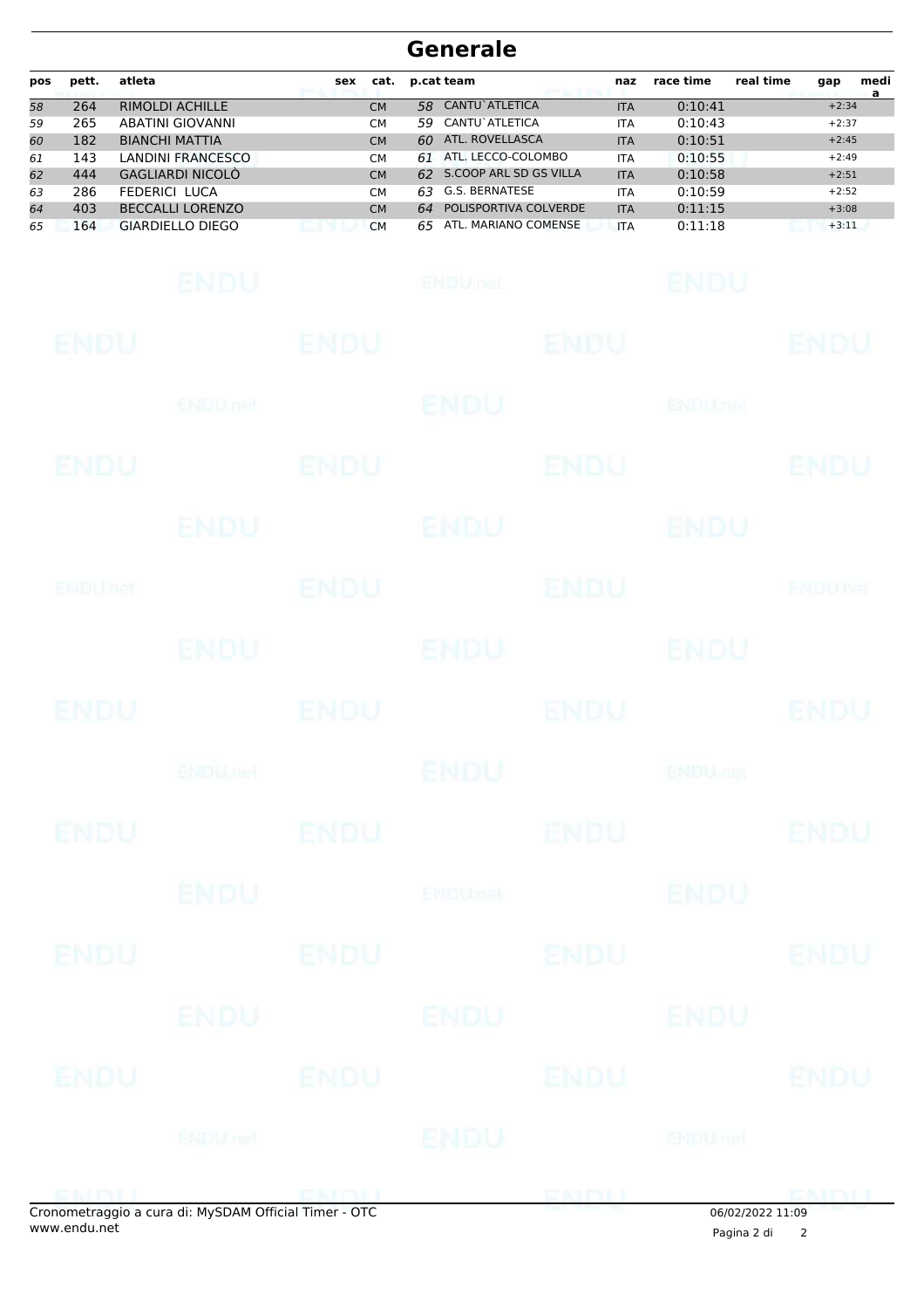# Generale

| pos | pett. | atleta | sex | cat. | p.cat | team | naz | race time | real time | gap | media |
|---|---|---|---|---|---|---|---|---|---|---|---|
| 58 | 264 | RIMOLDI ACHILLE | | CM | 58 | CANTU`ATLETICA | ITA | 0:10:41 | | +2:34 | |
| 59 | 265 | ABATINI GIOVANNI | | CM | 59 | CANTU`ATLETICA | ITA | 0:10:43 | | +2:37 | |
| 60 | 182 | BIANCHI MATTIA | | CM | 60 | ATL. ROVELLASCA | ITA | 0:10:51 | | +2:45 | |
| 61 | 143 | LANDINI FRANCESCO | | CM | 61 | ATL. LECCO-COLOMBO | ITA | 0:10:55 | | +2:49 | |
| 62 | 444 | GAGLIARDI NICOLÒ | | CM | 62 | S.COOP ARL SD GS VILLA | ITA | 0:10:58 | | +2:51 | |
| 63 | 286 | FEDERICI LUCA | | CM | 63 | G.S. BERNATESE | ITA | 0:10:59 | | +2:52 | |
| 64 | 403 | BECCALLI LORENZO | | CM | 64 | POLISPORTIVA COLVERDE | ITA | 0:11:15 | | +3:08 | |
| 65 | 164 | GIARDIELLO DIEGO | | CM | 65 | ATL. MARIANO COMENSE | ITA | 0:11:18 | | +3:11 | |

Cronometraggio a cura di: MySDAM Official Timer - OTC
www.endu.net

06/02/2022 11:09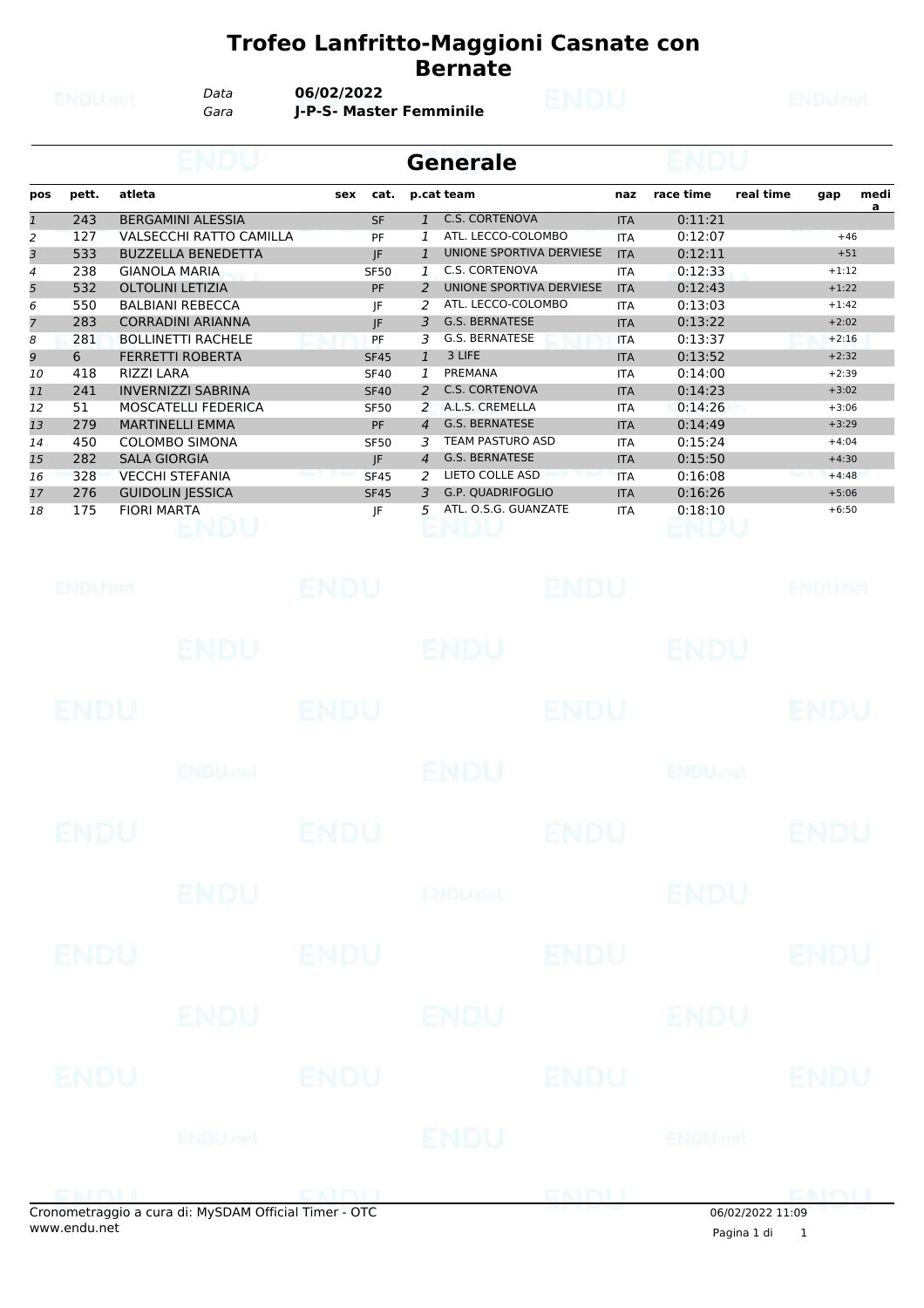# Trofeo Lanfritto-Maggioni Casnate con Bernate

*Data* **06/02/2022**
*Gara* **J-P-S- Master Femminile**

## Generale

| pos | pett. | atleta | sex | cat. | p.cat | team | naz | race time | real time | gap | media |
|---|---|---|---|---|---|---|---|---|---|---|---|
| 1 | 243 | BERGAMINI ALESSIA | | SF | 1 | C.S. CORTENOVA | ITA | 0:11:21 | | | |
| 2 | 127 | VALSECCHI RATTO CAMILLA | | PF | 1 | ATL. LECCO-COLOMBO | ITA | 0:12:07 | | +46 | |
| 3 | 533 | BUZZELLA BENEDETTA | | JF | 1 | UNIONE SPORTIVA DERVIESE | ITA | 0:12:11 | | +51 | |
| 4 | 238 | GIANOLA MARIA | | SF50 | 1 | C.S. CORTENOVA | ITA | 0:12:33 | | +1:12 | |
| 5 | 532 | OLTOLINI LETIZIA | | PF | 2 | UNIONE SPORTIVA DERVIESE | ITA | 0:12:43 | | +1:22 | |
| 6 | 550 | BALBIANI REBECCA | | JF | 2 | ATL. LECCO-COLOMBO | ITA | 0:13:03 | | +1:42 | |
| 7 | 283 | CORRADINI ARIANNA | | JF | 3 | G.S. BERNATESE | ITA | 0:13:22 | | +2:02 | |
| 8 | 281 | BOLLINETTI RACHELE | | PF | 3 | G.S. BERNATESE | ITA | 0:13:37 | | +2:16 | |
| 9 | 6 | FERRETTI ROBERTA | | SF45 | 1 | 3 LIFE | ITA | 0:13:52 | | +2:32 | |
| 10 | 418 | RIZZI LARA | | SF40 | 1 | PREMANA | ITA | 0:14:00 | | +2:39 | |
| 11 | 241 | INVERNIZZI SABRINA | | SF40 | 2 | C.S. CORTENOVA | ITA | 0:14:23 | | +3:02 | |
| 12 | 51 | MOSCATELLI FEDERICA | | SF50 | 2 | A.L.S. CREMELLA | ITA | 0:14:26 | | +3:06 | |
| 13 | 279 | MARTINELLI EMMA | | PF | 4 | G.S. BERNATESE | ITA | 0:14:49 | | +3:29 | |
| 14 | 450 | COLOMBO SIMONA | | SF50 | 3 | TEAM PASTURO ASD | ITA | 0:15:24 | | +4:04 | |
| 15 | 282 | SALA GIORGIA | | JF | 4 | G.S. BERNATESE | ITA | 0:15:50 | | +4:30 | |
| 16 | 328 | VECCHI STEFANIA | | SF45 | 2 | LIETO COLLE ASD | ITA | 0:16:08 | | +4:48 | |
| 17 | 276 | GUIDOLIN JESSICA | | SF45 | 3 | G.P. QUADRIFOGLIO | ITA | 0:16:26 | | +5:06 | |
| 18 | 175 | FIORI MARTA | | JF | 5 | ATL. O.S.G. GUANZATE | ITA | 0:18:10 | | +6:50 | |

Cronometraggio a cura di: MySDAM Official Timer - OTC
www.endu.net

06/02/2022 11:09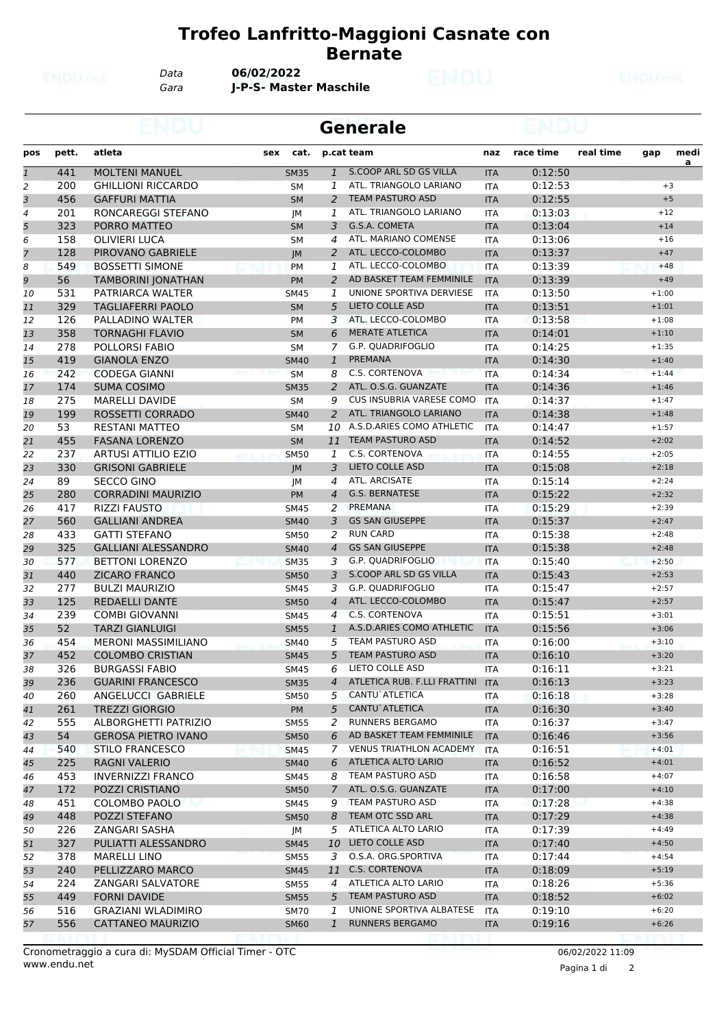# Trofeo Lanfritto-Maggioni Casnate con Bernate

Data **06/02/2022**

Gara **J-P-S- Master Maschile**

## Generale

| pos | pett. | atleta | sex | cat. | p.cat | team | naz | race time | real time | gap | media |
|---|---|---|---|---|---|---|---|---|---|---|---|
| 1 | 441 | MOLTENI MANUEL | | SM35 | 1 | S.COOP ARL SD GS VILLA | ITA | 0:12:50 | | | |
| 2 | 200 | GHILLIONI RICCARDO | | SM | 1 | ATL. TRIANGOLO LARIANO | ITA | 0:12:53 | | +3 | |
| 3 | 456 | GAFFURI MATTIA | | SM | 2 | TEAM PASTURO ASD | ITA | 0:12:55 | | +5 | |
| 4 | 201 | RONCAREGGI STEFANO | | JM | 1 | ATL. TRIANGOLO LARIANO | ITA | 0:13:03 | | +12 | |
| 5 | 323 | PORRO MATTEO | | SM | 3 | G.S.A. COMETA | ITA | 0:13:04 | | +14 | |
| 6 | 158 | OLIVIERI LUCA | | SM | 4 | ATL. MARIANO COMENSE | ITA | 0:13:06 | | +16 | |
| 7 | 128 | PIROVANO GABRIELE | | JM | 2 | ATL. LECCO-COLOMBO | ITA | 0:13:37 | | +47 | |
| 8 | 549 | BOSSETTI SIMONE | | PM | 1 | ATL. LECCO-COLOMBO | ITA | 0:13:39 | | +48 | |
| 9 | 56 | TAMBORINI JONATHAN | | PM | 2 | AD BASKET TEAM FEMMINILE | ITA | 0:13:39 | | +49 | |
| 10 | 531 | PATRIARCA WALTER | | SM45 | 1 | UNIONE SPORTIVA DERVIESE | ITA | 0:13:50 | | +1:00 | |
| 11 | 329 | TAGLIAFERRI PAOLO | | SM | 5 | LIETO COLLE ASD | ITA | 0:13:51 | | +1:01 | |
| 12 | 126 | PALLADINO WALTER | | PM | 3 | ATL. LECCO-COLOMBO | ITA | 0:13:58 | | +1:08 | |
| 13 | 358 | TORNAGHI FLAVIO | | SM | 6 | MERATE ATLETICA | ITA | 0:14:01 | | +1:10 | |
| 14 | 278 | POLLORSI FABIO | | SM | 7 | G.P. QUADRIFOGLIO | ITA | 0:14:25 | | +1:35 | |
| 15 | 419 | GIANOLA ENZO | | SM40 | 1 | PREMANA | ITA | 0:14:30 | | +1:40 | |
| 16 | 242 | CODEGA GIANNI | | SM | 8 | C.S. CORTENOVA | ITA | 0:14:34 | | +1:44 | |
| 17 | 174 | SUMA COSIMO | | SM35 | 2 | ATL. O.S.G. GUANZATE | ITA | 0:14:36 | | +1:46 | |
| 18 | 275 | MARELLI DAVIDE | | SM | 9 | CUS INSUBRIA VARESE COMO | ITA | 0:14:37 | | +1:47 | |
| 19 | 199 | ROSSETTI CORRADO | | SM40 | 2 | ATL. TRIANGOLO LARIANO | ITA | 0:14:38 | | +1:48 | |
| 20 | 53 | RESTANI MATTEO | | SM | 10 | A.S.D.ARIES COMO ATHLETIC | ITA | 0:14:47 | | +1:57 | |
| 21 | 455 | FASANA LORENZO | | SM | 11 | TEAM PASTURO ASD | ITA | 0:14:52 | | +2:02 | |
| 22 | 237 | ARTUSI ATTILIO EZIO | | SM50 | 1 | C.S. CORTENOVA | ITA | 0:14:55 | | +2:05 | |
| 23 | 330 | GRISONI GABRIELE | | JM | 3 | LIETO COLLE ASD | ITA | 0:15:08 | | +2:18 | |
| 24 | 89 | SECCO GINO | | JM | 4 | ATL. ARCISATE | ITA | 0:15:14 | | +2:24 | |
| 25 | 280 | CORRADINI MAURIZIO | | PM | 4 | G.S. BERNATESE | ITA | 0:15:22 | | +2:32 | |
| 26 | 417 | RIZZI FAUSTO | | SM45 | 2 | PREMANA | ITA | 0:15:29 | | +2:39 | |
| 27 | 560 | GALLIANI ANDREA | | SM40 | 3 | GS SAN GIUSEPPE | ITA | 0:15:37 | | +2:47 | |
| 28 | 433 | GATTI STEFANO | | SM50 | 2 | RUN CARD | ITA | 0:15:38 | | +2:48 | |
| 29 | 325 | GALLIANI ALESSANDRO | | SM40 | 4 | GS SAN GIUSEPPE | ITA | 0:15:38 | | +2:48 | |
| 30 | 577 | BETTONI LORENZO | | SM35 | 3 | G.P. QUADRIFOGLIO | ITA | 0:15:40 | | +2:50 | |
| 31 | 440 | ZICARO FRANCO | | SM50 | 3 | S.COOP ARL SD GS VILLA | ITA | 0:15:43 | | +2:53 | |
| 32 | 277 | BULZI MAURIZIO | | SM45 | 3 | G.P. QUADRIFOGLIO | ITA | 0:15:47 | | +2:57 | |
| 33 | 125 | REDAELLI DANTE | | SM50 | 4 | ATL. LECCO-COLOMBO | ITA | 0:15:47 | | +2:57 | |
| 34 | 239 | COMBI GIOVANNI | | SM45 | 4 | C.S. CORTENOVA | ITA | 0:15:51 | | +3:01 | |
| 35 | 52 | TARZI GIANLUIGI | | SM55 | 1 | A.S.D.ARIES COMO ATHLETIC | ITA | 0:15:56 | | +3:06 | |
| 36 | 454 | MERONI MASSIMILIANO | | SM40 | 5 | TEAM PASTURO ASD | ITA | 0:16:00 | | +3:10 | |
| 37 | 452 | COLOMBO CRISTIAN | | SM45 | 5 | TEAM PASTURO ASD | ITA | 0:16:10 | | +3:20 | |
| 38 | 326 | BURGASSI FABIO | | SM45 | 6 | LIETO COLLE ASD | ITA | 0:16:11 | | +3:21 | |
| 39 | 236 | GUARINI FRANCESCO | | SM35 | 4 | ATLETICA RUB. F.LLI FRATTINI | ITA | 0:16:13 | | +3:23 | |
| 40 | 260 | ANGELUCCI GABRIELE | | SM50 | 5 | CANTU`ATLETICA | ITA | 0:16:18 | | +3:28 | |
| 41 | 261 | TREZZI GIORGIO | | PM | 5 | CANTU`ATLETICA | ITA | 0:16:30 | | +3:40 | |
| 42 | 555 | ALBORGHETTI PATRIZIO | | SM55 | 2 | RUNNERS BERGAMO | ITA | 0:16:37 | | +3:47 | |
| 43 | 54 | GEROSA PIETRO IVANO | | SM50 | 6 | AD BASKET TEAM FEMMINILE | ITA | 0:16:46 | | +3:56 | |
| 44 | 540 | STILO FRANCESCO | | SM45 | 7 | VENUS TRIATHLON ACADEMY | ITA | 0:16:51 | | +4:01 | |
| 45 | 225 | RAGNI VALERIO | | SM40 | 6 | ATLETICA ALTO LARIO | ITA | 0:16:52 | | +4:01 | |
| 46 | 453 | INVERNIZZI FRANCO | | SM45 | 8 | TEAM PASTURO ASD | ITA | 0:16:58 | | +4:07 | |
| 47 | 172 | POZZI CRISTIANO | | SM50 | 7 | ATL. O.S.G. GUANZATE | ITA | 0:17:00 | | +4:10 | |
| 48 | 451 | COLOMBO PAOLO | | SM45 | 9 | TEAM PASTURO ASD | ITA | 0:17:28 | | +4:38 | |
| 49 | 448 | POZZI STEFANO | | SM50 | 8 | TEAM OTC SSD ARL | ITA | 0:17:29 | | +4:38 | |
| 50 | 226 | ZANGARI SASHA | | JM | 5 | ATLETICA ALTO LARIO | ITA | 0:17:39 | | +4:49 | |
| 51 | 327 | PULIATTI ALESSANDRO | | SM45 | 10 | LIETO COLLE ASD | ITA | 0:17:40 | | +4:50 | |
| 52 | 378 | MARELLI LINO | | SM55 | 3 | O.S.A. ORG.SPORTIVA | ITA | 0:17:44 | | +4:54 | |
| 53 | 240 | PELLIZZARO MARCO | | SM45 | 11 | C.S. CORTENOVA | ITA | 0:18:09 | | +5:19 | |
| 54 | 224 | ZANGARI SALVATORE | | SM55 | 4 | ATLETICA ALTO LARIO | ITA | 0:18:26 | | +5:36 | |
| 55 | 449 | FORNI DAVIDE | | SM55 | 5 | TEAM PASTURO ASD | ITA | 0:18:52 | | +6:02 | |
| 56 | 516 | GRAZIANI WLADIMIRO | | SM70 | 1 | UNIONE SPORTIVA ALBATESE | ITA | 0:19:10 | | +6:20 | |
| 57 | 556 | CATTANEO MAURIZIO | | SM60 | 1 | RUNNERS BERGAMO | ITA | 0:19:16 | | +6:26 | |

Cronometraggio a cura di: MySDAM Official Timer - OTC
www.endu.net

06/02/2022 11:09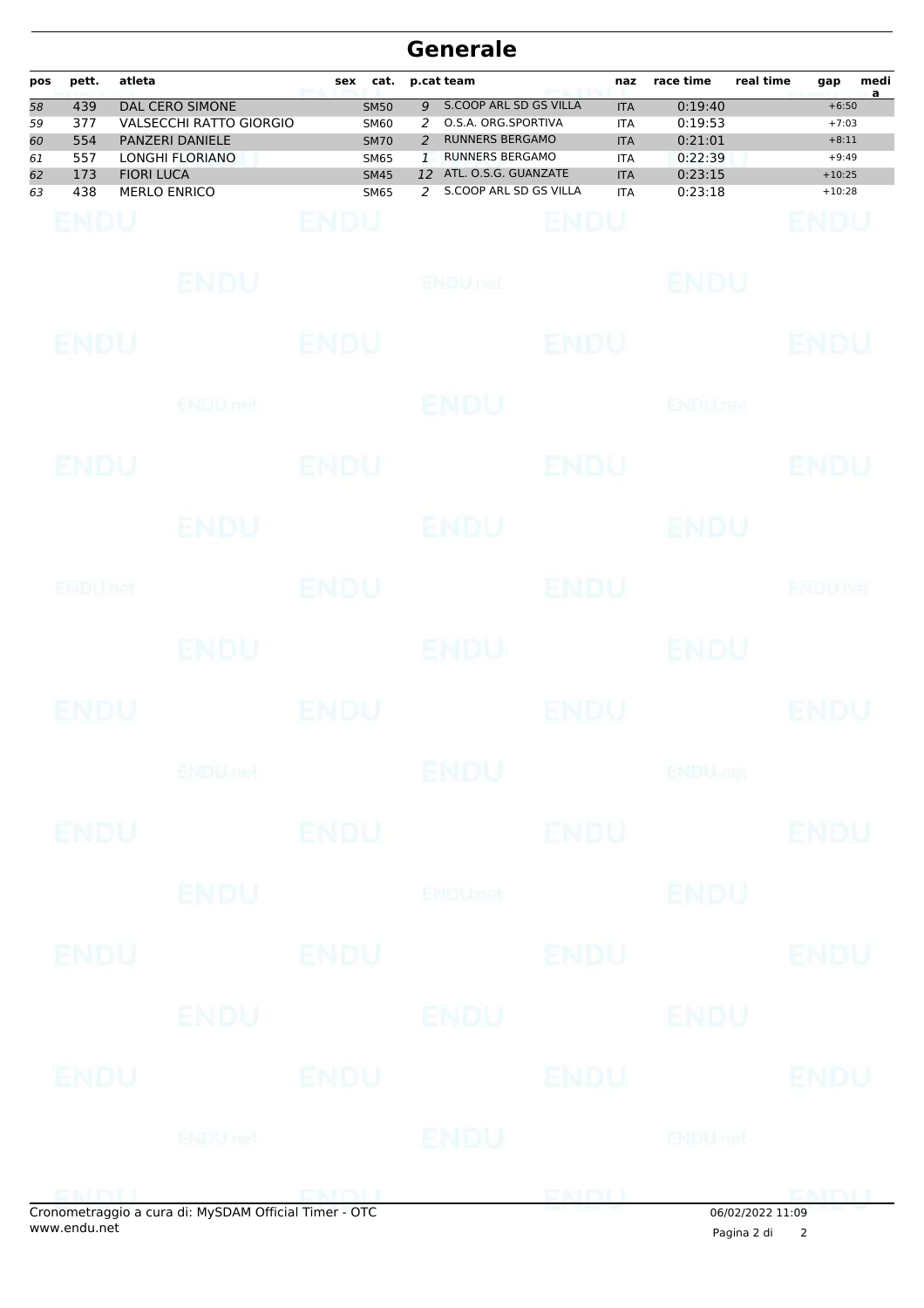# Generale

| pos | pett. | atleta | sex | cat. | p.cat | team | naz | race time | real time | gap | media |
|---|---|---|---|---|---|---|---|---|---|---|---|
| 58 | 439 | DAL CERO SIMONE | | SM50 | 9 | S.COOP ARL SD GS VILLA | ITA | 0:19:40 | | +6:50 | |
| 59 | 377 | VALSECCHI RATTO GIORGIO | | SM60 | 2 | O.S.A. ORG.SPORTIVA | ITA | 0:19:53 | | +7:03 | |
| 60 | 554 | PANZERI DANIELE | | SM70 | 2 | RUNNERS BERGAMO | ITA | 0:21:01 | | +8:11 | |
| 61 | 557 | LONGHI FLORIANO | | SM65 | 1 | RUNNERS BERGAMO | ITA | 0:22:39 | | +9:49 | |
| 62 | 173 | FIORI LUCA | | SM45 | 12 | ATL. O.S.G. GUANZATE | ITA | 0:23:15 | | +10:25 | |
| 63 | 438 | MERLO ENRICO | | SM65 | 2 | S.COOP ARL SD GS VILLA | ITA | 0:23:18 | | +10:28 | |

Cronometraggio a cura di: MySDAM Official Timer - OTC
www.endu.net

06/02/2022 11:09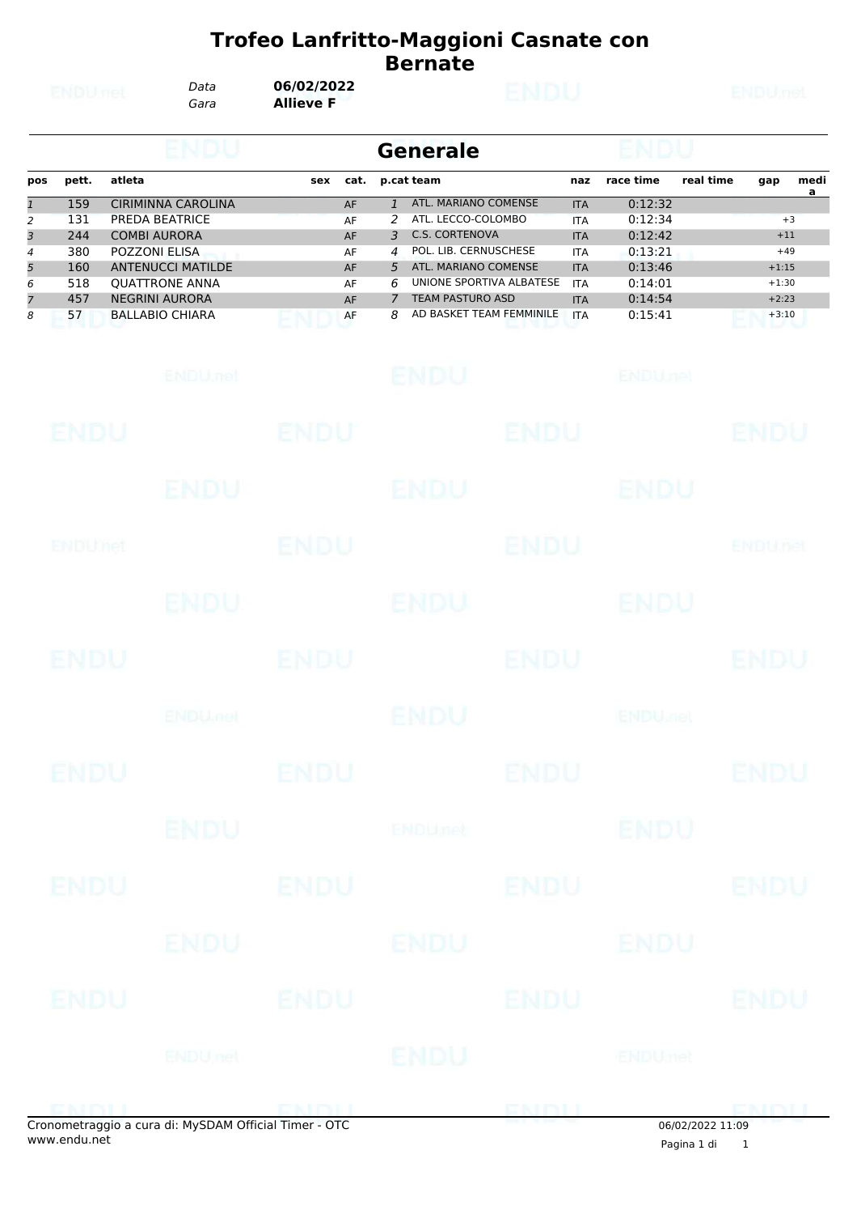# Trofeo Lanfritto-Maggioni Casnate con Bernate

*Data* **06/02/2022**
*Gara* **Allieve F**

## Generale

| pos | pett. | atleta | sex | cat. | p.cat | team | naz | race time | real time | gap | media |
|---|---|---|---|---|---|---|---|---|---|---|---|
| 1 | 159 | CIRIMINNA CAROLINA | | AF | 1 | ATL. MARIANO COMENSE | ITA | 0:12:32 | | | |
| 2 | 131 | PREDA BEATRICE | | AF | 2 | ATL. LECCO-COLOMBO | ITA | 0:12:34 | | +3 | |
| 3 | 244 | COMBI AURORA | | AF | 3 | C.S. CORTENOVA | ITA | 0:12:42 | | +11 | |
| 4 | 380 | POZZONI ELISA | | AF | 4 | POL. LIB. CERNUSCHESE | ITA | 0:13:21 | | +49 | |
| 5 | 160 | ANTENUCCI MATILDE | | AF | 5 | ATL. MARIANO COMENSE | ITA | 0:13:46 | | +1:15 | |
| 6 | 518 | QUATTRONE ANNA | | AF | 6 | UNIONE SPORTIVA ALBATESE | ITA | 0:14:01 | | +1:30 | |
| 7 | 457 | NEGRINI AURORA | | AF | 7 | TEAM PASTURO ASD | ITA | 0:14:54 | | +2:23 | |
| 8 | 57 | BALLABIO CHIARA | | AF | 8 | AD BASKET TEAM FEMMINILE | ITA | 0:15:41 | | +3:10 | |

Cronometraggio a cura di: MySDAM Official Timer - OTC
www.endu.net

06/02/2022 11:09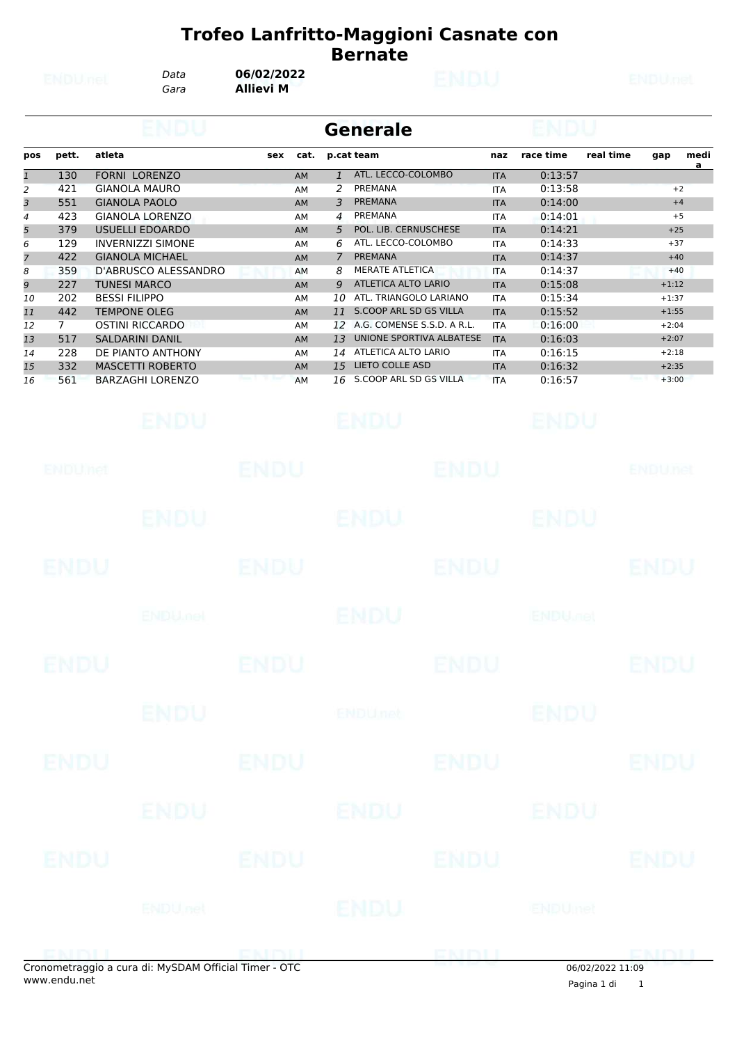# Trofeo Lanfritto-Maggioni Casnate con Bernate

*Data* **06/02/2022**
*Gara* **Allievi M**

## Generale

| pos | pett. | atleta | sex | cat. | p.cat | team | naz | race time | real time | gap | media |
|---|---|---|---|---|---|---|---|---|---|---|---|
| 1 | 130 | FORNI LORENZO | | AM | 1 | ATL. LECCO-COLOMBO | ITA | 0:13:57 | | | |
| 2 | 421 | GIANOLA MAURO | | AM | 2 | PREMANA | ITA | 0:13:58 | | +2 | |
| 3 | 551 | GIANOLA PAOLO | | AM | 3 | PREMANA | ITA | 0:14:00 | | +4 | |
| 4 | 423 | GIANOLA LORENZO | | AM | 4 | PREMANA | ITA | 0:14:01 | | +5 | |
| 5 | 379 | USUELLI EDOARDO | | AM | 5 | POL. LIB. CERNUSCHESE | ITA | 0:14:21 | | +25 | |
| 6 | 129 | INVERNIZZI SIMONE | | AM | 6 | ATL. LECCO-COLOMBO | ITA | 0:14:33 | | +37 | |
| 7 | 422 | GIANOLA MICHAEL | | AM | 7 | PREMANA | ITA | 0:14:37 | | +40 | |
| 8 | 359 | D'ABRUSCO ALESSANDRO | | AM | 8 | MERATE ATLETICA | ITA | 0:14:37 | | +40 | |
| 9 | 227 | TUNESI MARCO | | AM | 9 | ATLETICA ALTO LARIO | ITA | 0:15:08 | | +1:12 | |
| 10 | 202 | BESSI FILIPPO | | AM | 10 | ATL. TRIANGOLO LARIANO | ITA | 0:15:34 | | +1:37 | |
| 11 | 442 | TEMPONE OLEG | | AM | 11 | S.COOP ARL SD GS VILLA | ITA | 0:15:52 | | +1:55 | |
| 12 | 7 | OSTINI RICCARDO | | AM | 12 | A.G. COMENSE S.S.D. A R.L. | ITA | 0:16:00 | | +2:04 | |
| 13 | 517 | SALDARINI DANIL | | AM | 13 | UNIONE SPORTIVA ALBATESE | ITA | 0:16:03 | | +2:07 | |
| 14 | 228 | DE PIANTO ANTHONY | | AM | 14 | ATLETICA ALTO LARIO | ITA | 0:16:15 | | +2:18 | |
| 15 | 332 | MASCETTI ROBERTO | | AM | 15 | LIETO COLLE ASD | ITA | 0:16:32 | | +2:35 | |
| 16 | 561 | BARZAGHI LORENZO | | AM | 16 | S.COOP ARL SD GS VILLA | ITA | 0:16:57 | | +3:00 | |

Cronometraggio a cura di: MySDAM Official Timer - OTC
www.endu.net

06/02/2022 11:09